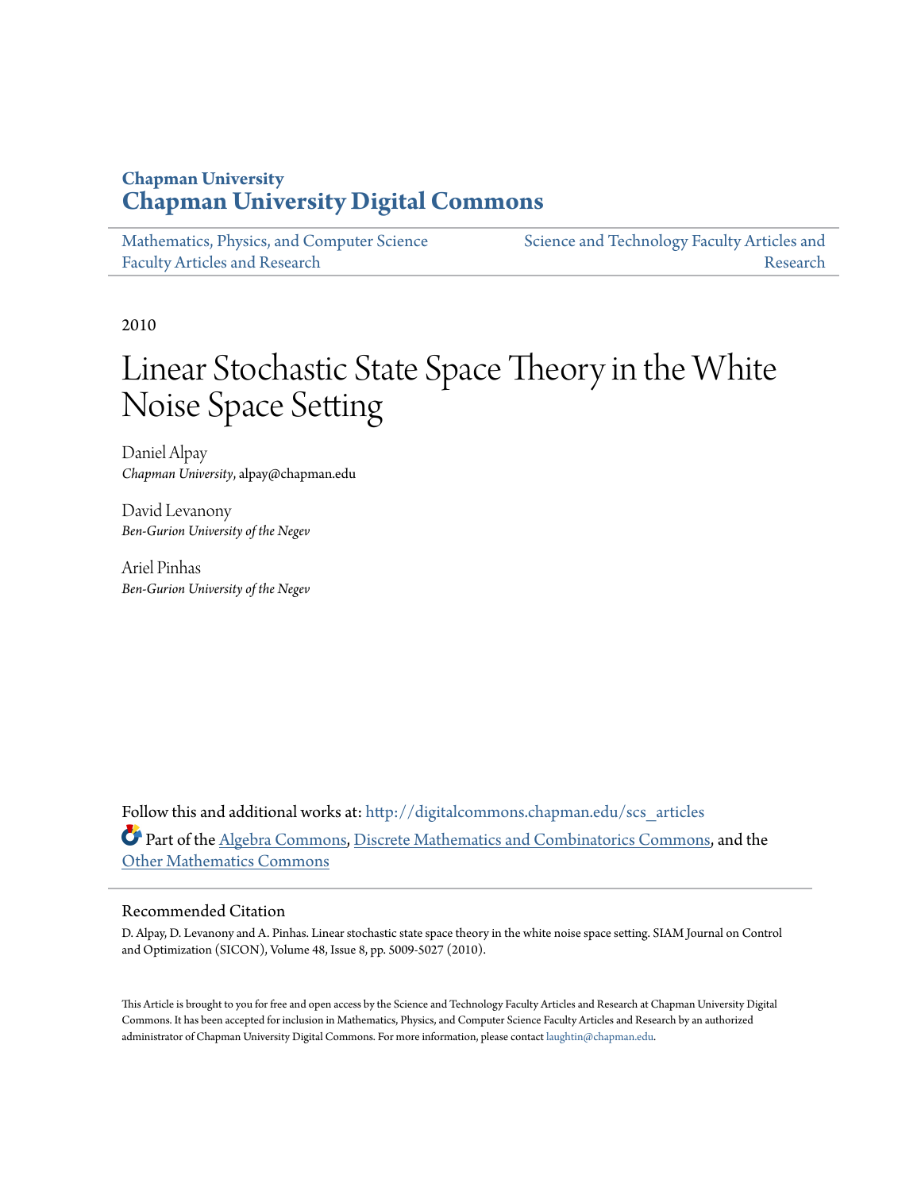**Chapman University**
**Chapman University Digital Commons**

Mathematics, Physics, and Computer Science Faculty Articles and Research | Science and Technology Faculty Articles and Research

2010

# Linear Stochastic State Space Theory in the White Noise Space Setting

Daniel Alpay
*Chapman University*, alpay@chapman.edu

David Levanony
*Ben-Gurion University of the Negev*

Ariel Pinhas
*Ben-Gurion University of the Negev*

Follow this and additional works at: http://digitalcommons.chapman.edu/scs_articles

Part of the Algebra Commons, Discrete Mathematics and Combinatorics Commons, and the Other Mathematics Commons

## Recommended Citation

D. Alpay, D. Levanony and A. Pinhas. Linear stochastic state space theory in the white noise space setting. SIAM Journal on Control and Optimization (SICON), Volume 48, Issue 8, pp. 5009-5027 (2010).

This Article is brought to you for free and open access by the Science and Technology Faculty Articles and Research at Chapman University Digital Commons. It has been accepted for inclusion in Mathematics, Physics, and Computer Science Faculty Articles and Research by an authorized administrator of Chapman University Digital Commons. For more information, please contact laughtin@chapman.edu.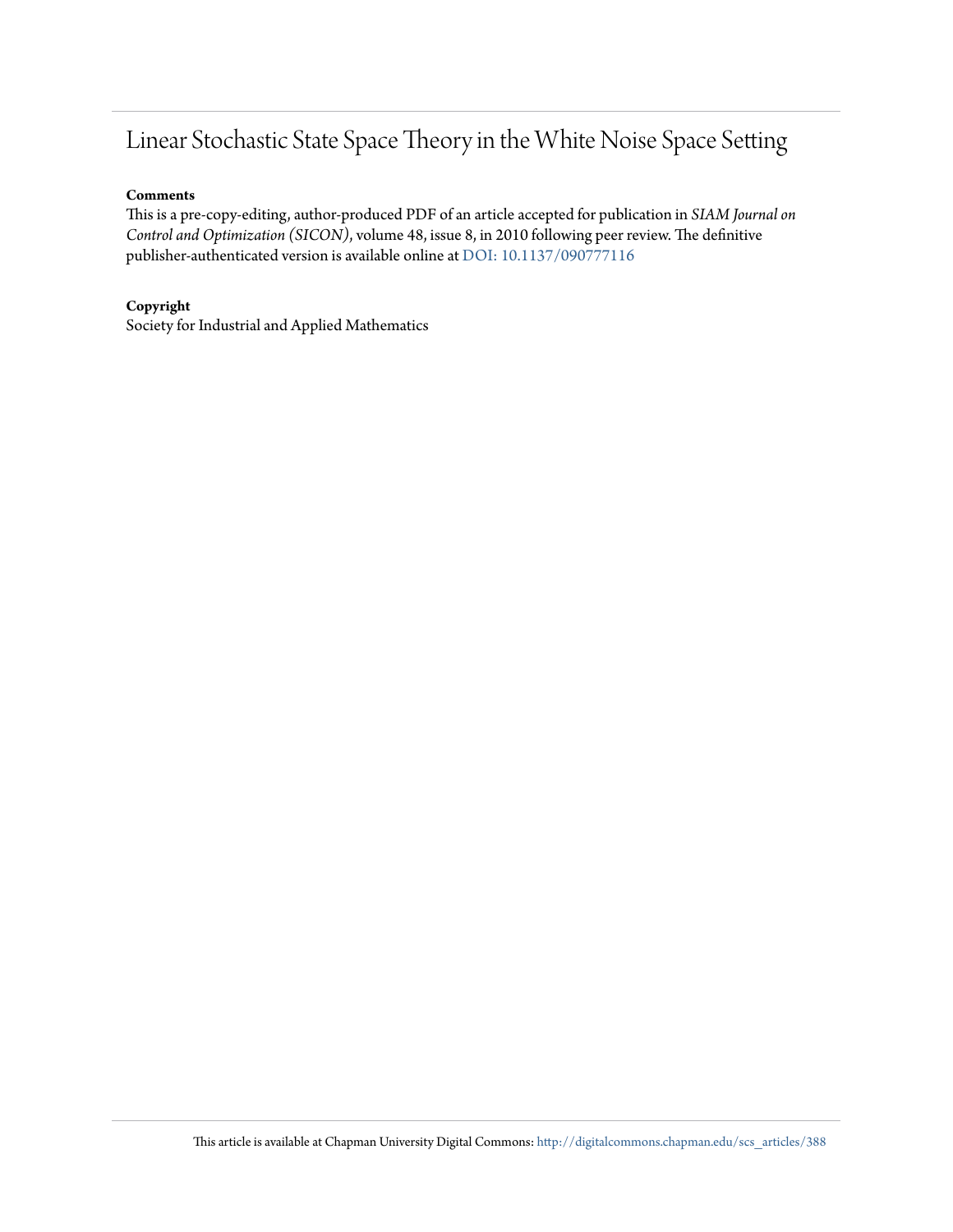# Linear Stochastic State Space Theory in the White Noise Space Setting

**Comments**

This is a pre-copy-editing, author-produced PDF of an article accepted for publication in *SIAM Journal on Control and Optimization (SICON)*, volume 48, issue 8, in 2010 following peer review. The definitive publisher-authenticated version is available online at DOI: 10.1137/090777116

**Copyright**

Society for Industrial and Applied Mathematics

This article is available at Chapman University Digital Commons: http://digitalcommons.chapman.edu/scs_articles/388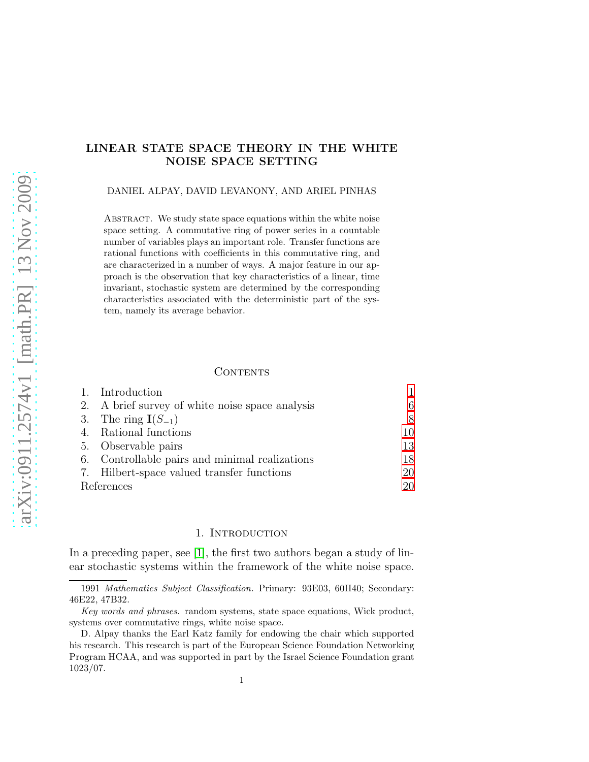# LINEAR STATE SPACE THEORY IN THE WHITE NOISE SPACE SETTING

DANIEL ALPAY, DAVID LEVANONY, AND ARIEL PINHAS

Abstract. We study state space equations within the white noise space setting. A commutative ring of power series in a countable number of variables plays an important role. Transfer functions are rational functions with coefficients in this commutative ring, and are characterized in a number of ways. A major feature in our approach is the observation that key characteristics of a linear, time invariant, stochastic system are determined by the corresponding characteristics associated with the deterministic part of the system, namely its average behavior.

## Contents

1. Introduction 1
2. A brief survey of white noise space analysis 6
3. The ring $\mathbf{I}(S_{-1})$ 8
4. Rational functions 10
5. Observable pairs 13
6. Controllable pairs and minimal realizations 18
7. Hilbert-space valued transfer functions 20

References 20

## 1. Introduction

In a preceding paper, see [1], the first two authors began a study of linear stochastic systems within the framework of the white noise space.

1991 *Mathematics Subject Classification.* Primary: 93E03, 60H40; Secondary: 46E22, 47B32.

*Key words and phrases.* random systems, state space equations, Wick product, systems over commutative rings, white noise space.

D. Alpay thanks the Earl Katz family for endowing the chair which supported his research. This research is part of the European Science Foundation Networking Program HCAA, and was supported in part by the Israel Science Foundation grant 1023/07.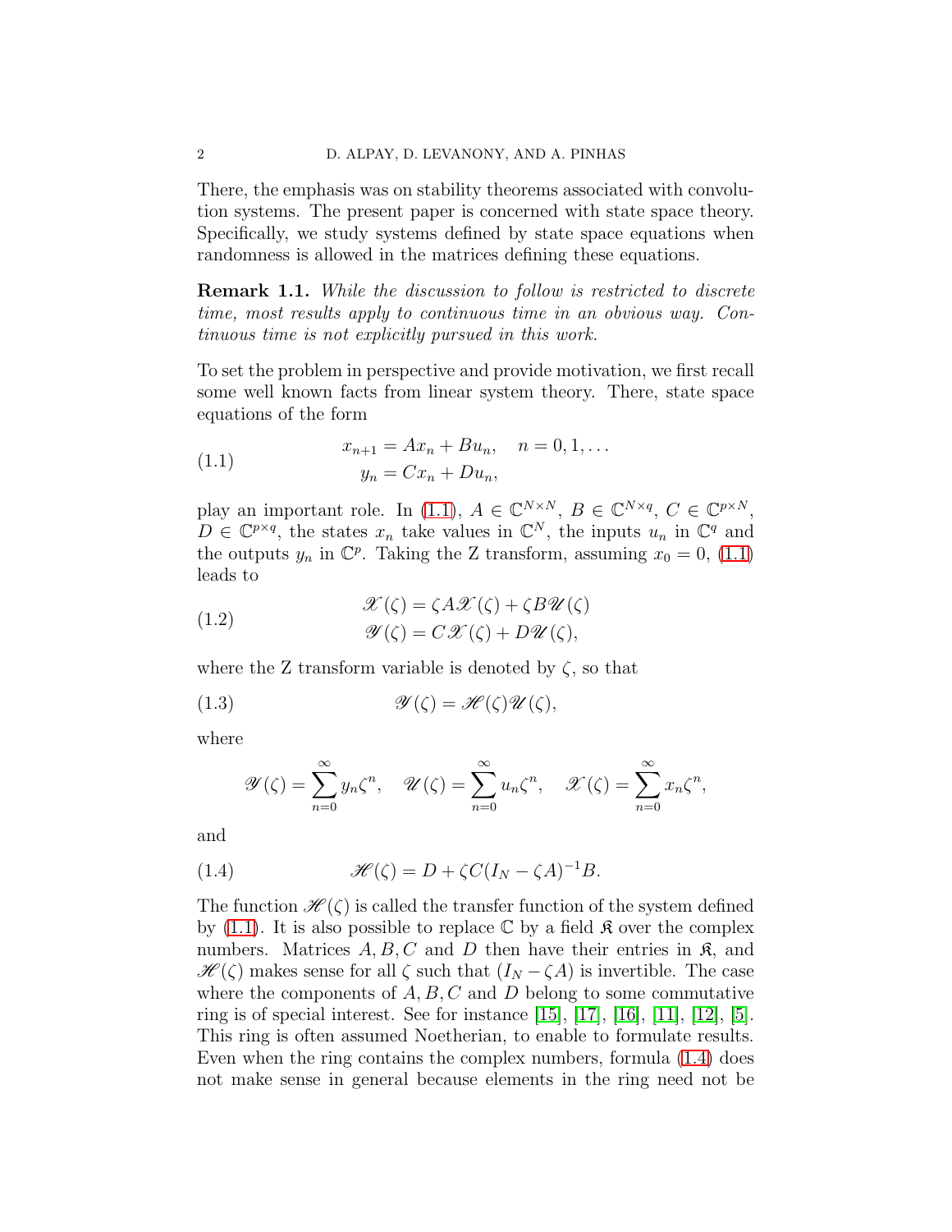There, the emphasis was on stability theorems associated with convolution systems. The present paper is concerned with state space theory. Specifically, we study systems defined by state space equations when randomness is allowed in the matrices defining these equations.

**Remark 1.1.** *While the discussion to follow is restricted to discrete time, most results apply to continuous time in an obvious way. Continuous time is not explicitly pursued in this work.*

To set the problem in perspective and provide motivation, we first recall some well known facts from linear system theory. There, state space equations of the form

$$
\begin{aligned}
x_{n+1} &= Ax_n + Bu_n, \quad n = 0, 1, \ldots \\
y_n &= Cx_n + Du_n,
\end{aligned}
\tag{1.1}
$$

play an important role. In (1.1), $A \in \mathbb{C}^{N\times N}$, $B \in \mathbb{C}^{N\times q}$, $C \in \mathbb{C}^{p\times N}$, $D \in \mathbb{C}^{p\times q}$, the states $x_n$ take values in $\mathbb{C}^N$, the inputs $u_n$ in $\mathbb{C}^q$ and the outputs $y_n$ in $\mathbb{C}^p$. Taking the Z transform, assuming $x_0 = 0$, (1.1) leads to

$$
\begin{aligned}
\mathscr{X}(\zeta) &= \zeta A\mathscr{X}(\zeta) + \zeta B\mathscr{U}(\zeta) \\
\mathscr{Y}(\zeta) &= C\mathscr{X}(\zeta) + D\mathscr{U}(\zeta),
\end{aligned}
\tag{1.2}
$$

where the Z transform variable is denoted by $\zeta$, so that

$$
\mathscr{Y}(\zeta) = \mathscr{H}(\zeta)\mathscr{U}(\zeta), \tag{1.3}
$$

where

$$
\mathscr{Y}(\zeta) = \sum_{n=0}^{\infty} y_n\zeta^n, \quad \mathscr{U}(\zeta) = \sum_{n=0}^{\infty} u_n\zeta^n, \quad \mathscr{X}(\zeta) = \sum_{n=0}^{\infty} x_n\zeta^n,
$$

and

$$
\mathscr{H}(\zeta) = D + \zeta C(I_N - \zeta A)^{-1}B. \tag{1.4}
$$

The function $\mathscr{H}(\zeta)$ is called the transfer function of the system defined by (1.1). It is also possible to replace $\mathbb{C}$ by a field $\mathfrak{K}$ over the complex numbers. Matrices $A, B, C$ and $D$ then have their entries in $\mathfrak{K}$, and $\mathscr{H}(\zeta)$ makes sense for all $\zeta$ such that $(I_N - \zeta A)$ is invertible. The case where the components of $A, B, C$ and $D$ belong to some commutative ring is of special interest. See for instance [15], [17], [16], [11], [12], [5]. This ring is often assumed Noetherian, to enable to formulate results. Even when the ring contains the complex numbers, formula (1.4) does not make sense in general because elements in the ring need not be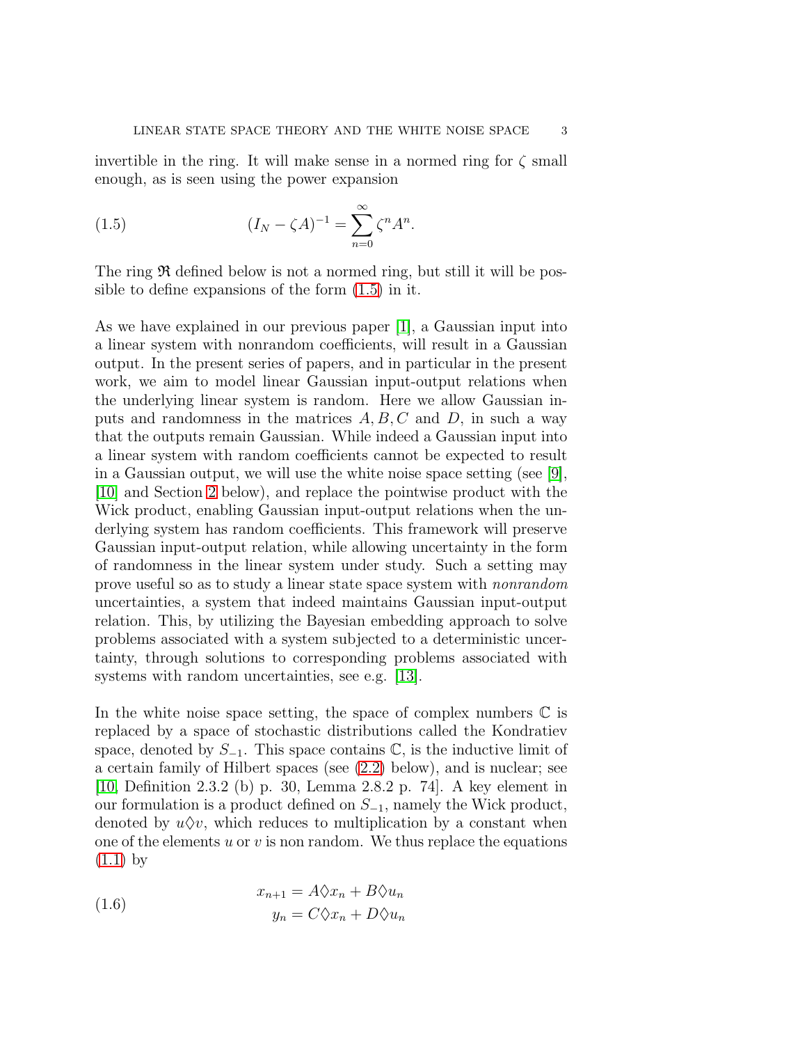invertible in the ring. It will make sense in a normed ring for $\zeta$ small enough, as is seen using the power expansion

$$(I_N - \zeta A)^{-1} = \sum_{n=0}^{\infty} \zeta^n A^n. \tag{1.5}$$

The ring $\mathfrak{R}$ defined below is not a normed ring, but still it will be possible to define expansions of the form (1.5) in it.

As we have explained in our previous paper [1], a Gaussian input into a linear system with nonrandom coefficients, will result in a Gaussian output. In the present series of papers, and in particular in the present work, we aim to model linear Gaussian input-output relations when the underlying linear system is random. Here we allow Gaussian inputs and randomness in the matrices $A, B, C$ and $D$, in such a way that the outputs remain Gaussian. While indeed a Gaussian input into a linear system with random coefficients cannot be expected to result in a Gaussian output, we will use the white noise space setting (see [9], [10] and Section 2 below), and replace the pointwise product with the Wick product, enabling Gaussian input-output relations when the underlying system has random coefficients. This framework will preserve Gaussian input-output relation, while allowing uncertainty in the form of randomness in the linear system under study. Such a setting may prove useful so as to study a linear state space system with *nonrandom* uncertainties, a system that indeed maintains Gaussian input-output relation. This, by utilizing the Bayesian embedding approach to solve problems associated with a system subjected to a deterministic uncertainty, through solutions to corresponding problems associated with systems with random uncertainties, see e.g. [13].

In the white noise space setting, the space of complex numbers $\mathbb{C}$ is replaced by a space of stochastic distributions called the Kondratiev space, denoted by $S_{-1}$. This space contains $\mathbb{C}$, is the inductive limit of a certain family of Hilbert spaces (see (2.2) below), and is nuclear; see [10, Definition 2.3.2 (b) p. 30, Lemma 2.8.2 p. 74]. A key element in our formulation is a product defined on $S_{-1}$, namely the Wick product, denoted by $u \lozenge v$, which reduces to multiplication by a constant when one of the elements $u$ or $v$ is non random. We thus replace the equations (1.1) by

$$\begin{aligned} x_{n+1} &= A \lozenge x_n + B \lozenge u_n \\ y_n &= C \lozenge x_n + D \lozenge u_n \end{aligned} \tag{1.6}$$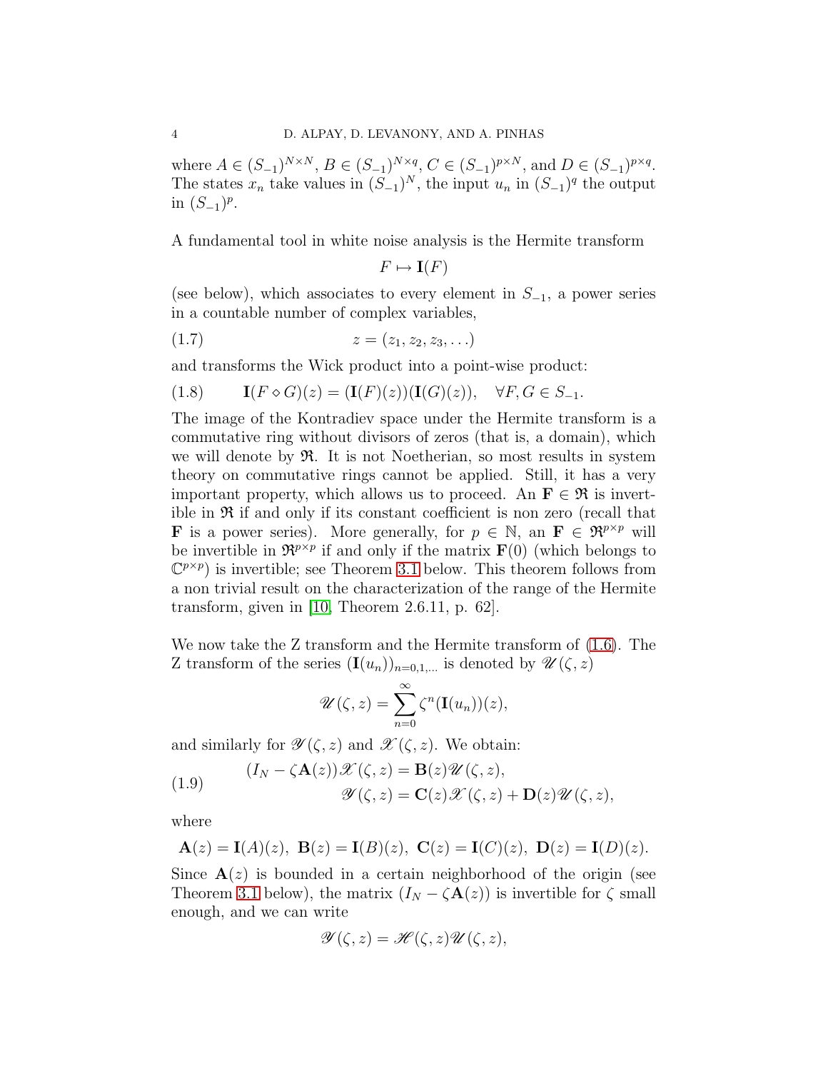where $A \in (S_{-1})^{N\times N}$, $B \in (S_{-1})^{N\times q}$, $C \in (S_{-1})^{p\times N}$, and $D \in (S_{-1})^{p\times q}$. The states $x_n$ take values in $(S_{-1})^N$, the input $u_n$ in $(S_{-1})^q$ the output in $(S_{-1})^p$.

A fundamental tool in white noise analysis is the Hermite transform

$$F \mapsto \mathbf{I}(F)$$

(see below), which associates to every element in $S_{-1}$, a power series in a countable number of complex variables,

$$z = (z_1, z_2, z_3, \ldots) \tag{1.7}$$

and transforms the Wick product into a point-wise product:

$$\mathbf{I}(F \diamond G)(z) = (\mathbf{I}(F)(z))(\mathbf{I}(G)(z)), \quad \forall F, G \in S_{-1}. \tag{1.8}$$

The image of the Kontradiev space under the Hermite transform is a commutative ring without divisors of zeros (that is, a domain), which we will denote by $\mathfrak{R}$. It is not Noetherian, so most results in system theory on commutative rings cannot be applied. Still, it has a very important property, which allows us to proceed. An $\mathbf{F} \in \mathfrak{R}$ is invertible in $\mathfrak{R}$ if and only if its constant coefficient is non zero (recall that $\mathbf{F}$ is a power series). More generally, for $p \in \mathbb{N}$, an $\mathbf{F} \in \mathfrak{R}^{p\times p}$ will be invertible in $\mathfrak{R}^{p\times p}$ if and only if the matrix $\mathbf{F}(0)$ (which belongs to $\mathbb{C}^{p\times p}$) is invertible; see Theorem 3.1 below. This theorem follows from a non trivial result on the characterization of the range of the Hermite transform, given in [10, Theorem 2.6.11, p. 62].

We now take the Z transform and the Hermite transform of (1.6). The Z transform of the series $(\mathbf{I}(u_n))_{n=0,1,\ldots}$ is denoted by $\mathscr{U}(\zeta, z)$

$$\mathscr{U}(\zeta, z) = \sum_{n=0}^{\infty} \zeta^n (\mathbf{I}(u_n))(z),$$

and similarly for $\mathscr{Y}(\zeta, z)$ and $\mathscr{X}(\zeta, z)$. We obtain:

$$\begin{aligned} (I_N - \zeta \mathbf{A}(z))\mathscr{X}(\zeta, z) &= \mathbf{B}(z)\mathscr{U}(\zeta, z), \\ \mathscr{Y}(\zeta, z) &= \mathbf{C}(z)\mathscr{X}(\zeta, z) + \mathbf{D}(z)\mathscr{U}(\zeta, z), \end{aligned} \tag{1.9}$$

where

$$\mathbf{A}(z) = \mathbf{I}(A)(z),\ \mathbf{B}(z) = \mathbf{I}(B)(z),\ \mathbf{C}(z) = \mathbf{I}(C)(z),\ \mathbf{D}(z) = \mathbf{I}(D)(z).$$

Since $\mathbf{A}(z)$ is bounded in a certain neighborhood of the origin (see Theorem 3.1 below), the matrix $(I_N - \zeta \mathbf{A}(z))$ is invertible for $\zeta$ small enough, and we can write

$$\mathscr{Y}(\zeta, z) = \mathscr{H}(\zeta, z)\mathscr{U}(\zeta, z),$$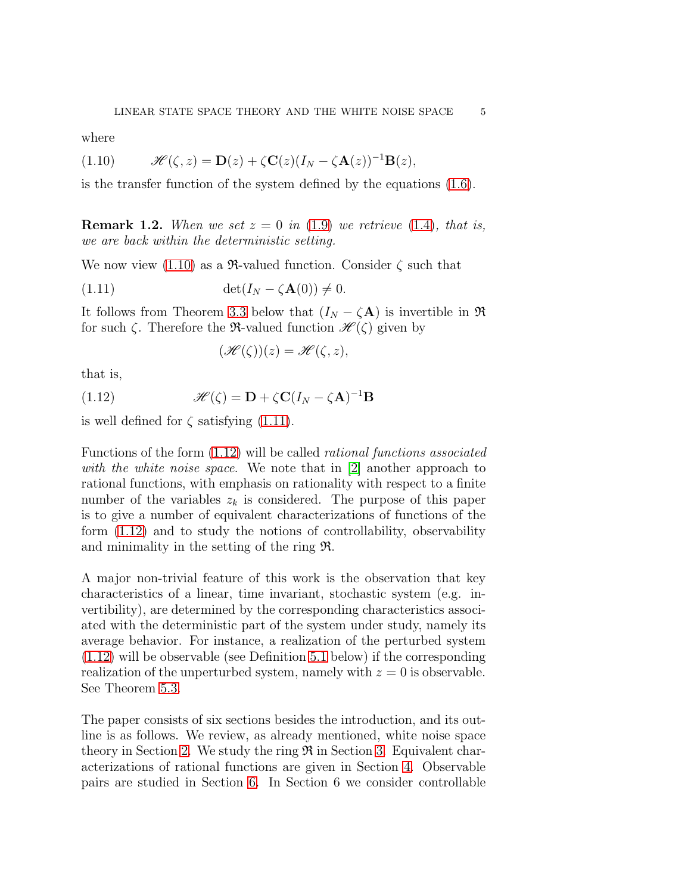where

$$\mathscr{H}(\zeta, z) = \mathbf{D}(z) + \zeta \mathbf{C}(z)(I_N - \zeta \mathbf{A}(z))^{-1}\mathbf{B}(z), \tag{1.10}$$

is the transfer function of the system defined by the equations (1.6).

**Remark 1.2.** *When we set $z = 0$ in (1.9) we retrieve (1.4), that is, we are back within the deterministic setting.*

We now view (1.10) as a $\mathfrak{R}$-valued function. Consider $\zeta$ such that

$$\det(I_N - \zeta \mathbf{A}(0)) \neq 0. \tag{1.11}$$

It follows from Theorem 3.3 below that $(I_N - \zeta \mathbf{A})$ is invertible in $\mathfrak{R}$ for such $\zeta$. Therefore the $\mathfrak{R}$-valued function $\mathscr{H}(\zeta)$ given by

$$(\mathscr{H}(\zeta))(z) = \mathscr{H}(\zeta, z),$$

that is,

$$\mathscr{H}(\zeta) = \mathbf{D} + \zeta \mathbf{C}(I_N - \zeta \mathbf{A})^{-1}\mathbf{B} \tag{1.12}$$

is well defined for $\zeta$ satisfying (1.11).

Functions of the form (1.12) will be called *rational functions associated with the white noise space*. We note that in [2] another approach to rational functions, with emphasis on rationality with respect to a finite number of the variables $z_k$ is considered. The purpose of this paper is to give a number of equivalent characterizations of functions of the form (1.12) and to study the notions of controllability, observability and minimality in the setting of the ring $\mathfrak{R}$.

A major non-trivial feature of this work is the observation that key characteristics of a linear, time invariant, stochastic system (e.g. invertibility), are determined by the corresponding characteristics associated with the deterministic part of the system under study, namely its average behavior. For instance, a realization of the perturbed system (1.12) will be observable (see Definition 5.1 below) if the corresponding realization of the unperturbed system, namely with $z = 0$ is observable. See Theorem 5.3.

The paper consists of six sections besides the introduction, and its outline is as follows. We review, as already mentioned, white noise space theory in Section 2. We study the ring $\mathfrak{R}$ in Section 3. Equivalent characterizations of rational functions are given in Section 4. Observable pairs are studied in Section 6. In Section 6 we consider controllable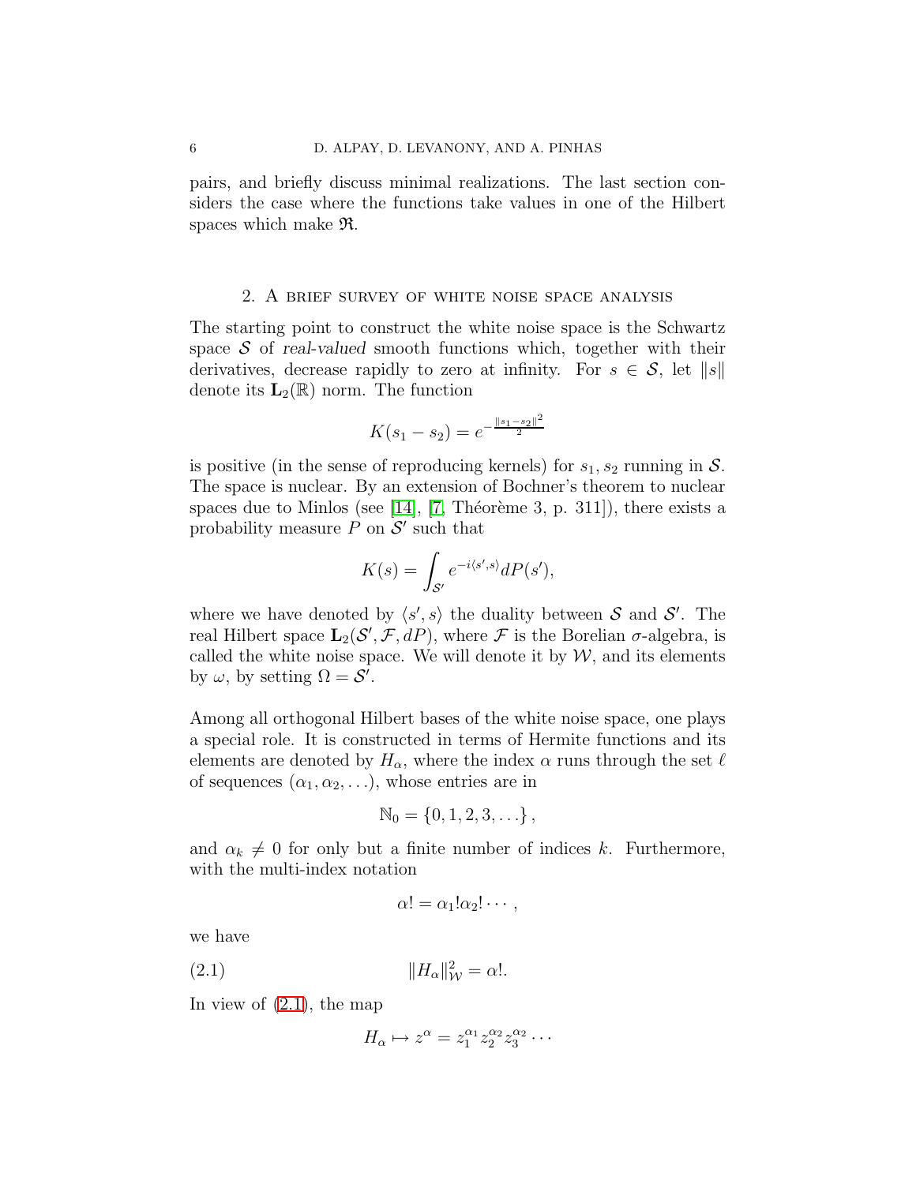pairs, and briefly discuss minimal realizations. The last section considers the case where the functions take values in one of the Hilbert spaces which make $\mathfrak{R}$.

## 2. A brief survey of white noise space analysis

The starting point to construct the white noise space is the Schwartz space $\mathcal{S}$ of *real-valued* smooth functions which, together with their derivatives, decrease rapidly to zero at infinity. For $s \in \mathcal{S}$, let $\|s\|$ denote its $\mathbf{L}_2(\mathbb{R})$ norm. The function

$$K(s_1 - s_2) = e^{-\frac{\|s_1 - s_2\|^2}{2}}$$

is positive (in the sense of reproducing kernels) for $s_1, s_2$ running in $\mathcal{S}$. The space is nuclear. By an extension of Bochner's theorem to nuclear spaces due to Minlos (see [14], [7, Théorème 3, p. 311]), there exists a probability measure $P$ on $\mathcal{S}'$ such that

$$K(s) = \int_{\mathcal{S}'} e^{-i\langle s', s\rangle} dP(s'),$$

where we have denoted by $\langle s', s\rangle$ the duality between $\mathcal{S}$ and $\mathcal{S}'$. The real Hilbert space $\mathbf{L}_2(\mathcal{S}', \mathcal{F}, dP)$, where $\mathcal{F}$ is the Borelian $\sigma$-algebra, is called the white noise space. We will denote it by $\mathcal{W}$, and its elements by $\omega$, by setting $\Omega = \mathcal{S}'$.

Among all orthogonal Hilbert bases of the white noise space, one plays a special role. It is constructed in terms of Hermite functions and its elements are denoted by $H_\alpha$, where the index $\alpha$ runs through the set $\ell$ of sequences $(\alpha_1, \alpha_2, \ldots)$, whose entries are in

$$\mathbb{N}_0 = \{0, 1, 2, 3, \ldots\},$$

and $\alpha_k \neq 0$ for only but a finite number of indices $k$. Furthermore, with the multi-index notation

$$\alpha! = \alpha_1!\alpha_2!\cdots,$$

we have

$$\|H_\alpha\|^2_{\mathcal{W}} = \alpha!. \tag{2.1}$$

In view of (2.1), the map

$$H_\alpha \mapsto z^\alpha = z_1^{\alpha_1} z_2^{\alpha_2} z_3^{\alpha_2} \cdots$$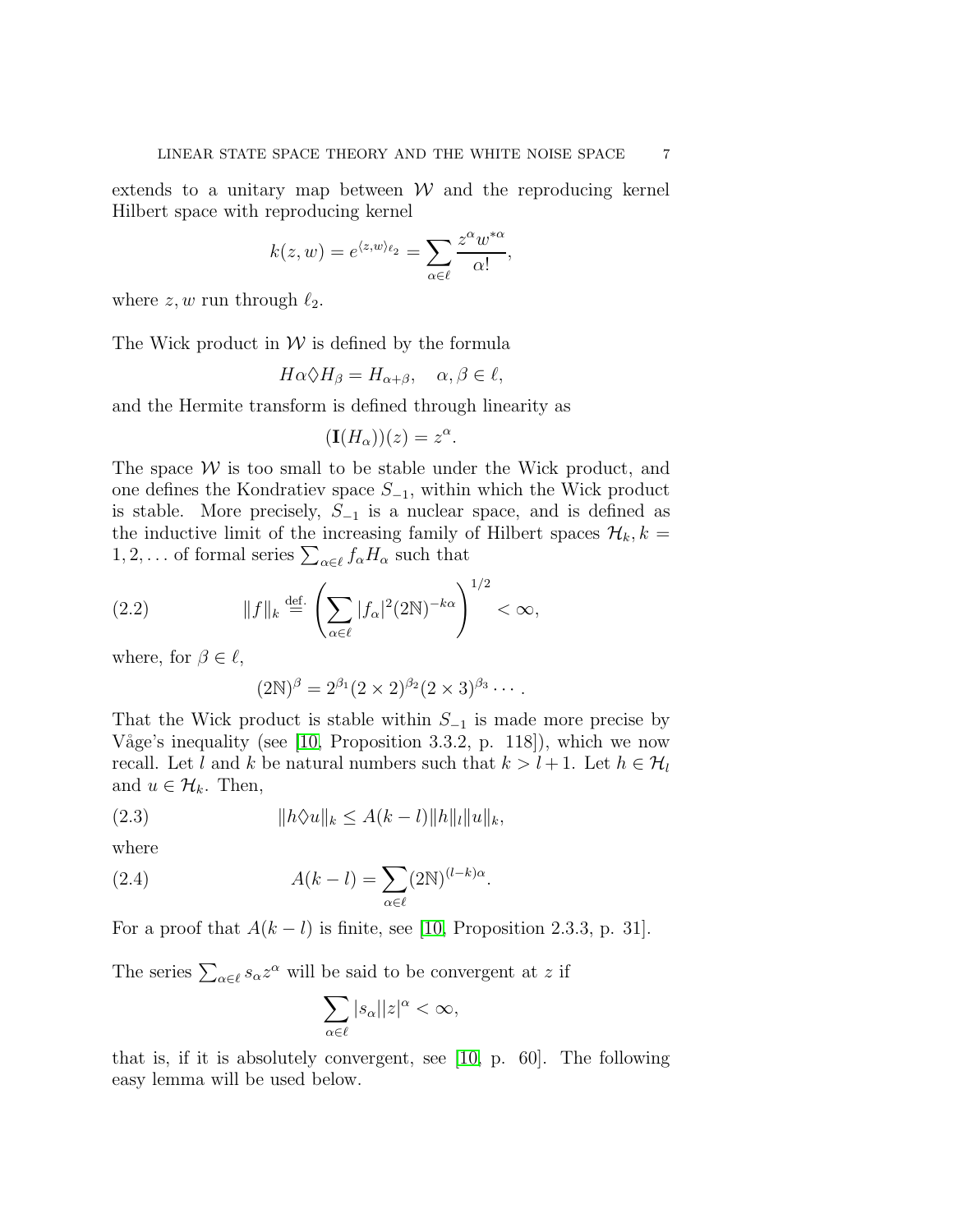extends to a unitary map between $\mathcal{W}$ and the reproducing kernel Hilbert space with reproducing kernel

$$k(z,w) = e^{\langle z,w\rangle_{\ell_2}} = \sum_{\alpha\in\ell} \frac{z^\alpha w^{*\alpha}}{\alpha!},$$

where $z, w$ run through $\ell_2$.

The Wick product in $\mathcal{W}$ is defined by the formula

$$H\alpha \lozenge H_\beta = H_{\alpha+\beta}, \quad \alpha, \beta \in \ell,$$

and the Hermite transform is defined through linearity as

$$(\mathbf{I}(H_\alpha))(z) = z^\alpha.$$

The space $\mathcal{W}$ is too small to be stable under the Wick product, and one defines the Kondratiev space $S_{-1}$, within which the Wick product is stable. More precisely, $S_{-1}$ is a nuclear space, and is defined as the inductive limit of the increasing family of Hilbert spaces $\mathcal{H}_k, k = 1, 2, \ldots$ of formal series $\sum_{\alpha\in\ell} f_\alpha H_\alpha$ such that

$$\|f\|_k \stackrel{\text{def.}}{=} \left(\sum_{\alpha\in\ell} |f_\alpha|^2 (2\mathbb{N})^{-k\alpha}\right)^{1/2} < \infty, \tag{2.2}$$

where, for $\beta \in \ell$,

$$(2\mathbb{N})^\beta = 2^{\beta_1}(2\times 2)^{\beta_2}(2\times 3)^{\beta_3}\cdots.$$

That the Wick product is stable within $S_{-1}$ is made more precise by Våge's inequality (see [10, Proposition 3.3.2, p. 118]), which we now recall. Let $l$ and $k$ be natural numbers such that $k > l+1$. Let $h \in \mathcal{H}_l$ and $u \in \mathcal{H}_k$. Then,

$$\|h \lozenge u\|_k \leq A(k-l)\|h\|_l \|u\|_k, \tag{2.3}$$

where

$$A(k-l) = \sum_{\alpha\in\ell} (2\mathbb{N})^{(l-k)\alpha}. \tag{2.4}$$

For a proof that $A(k-l)$ is finite, see [10, Proposition 2.3.3, p. 31].

The series $\sum_{\alpha\in\ell} s_\alpha z^\alpha$ will be said to be convergent at $z$ if

$$\sum_{\alpha\in\ell} |s_\alpha||z|^\alpha < \infty,$$

that is, if it is absolutely convergent, see [10, p. 60]. The following easy lemma will be used below.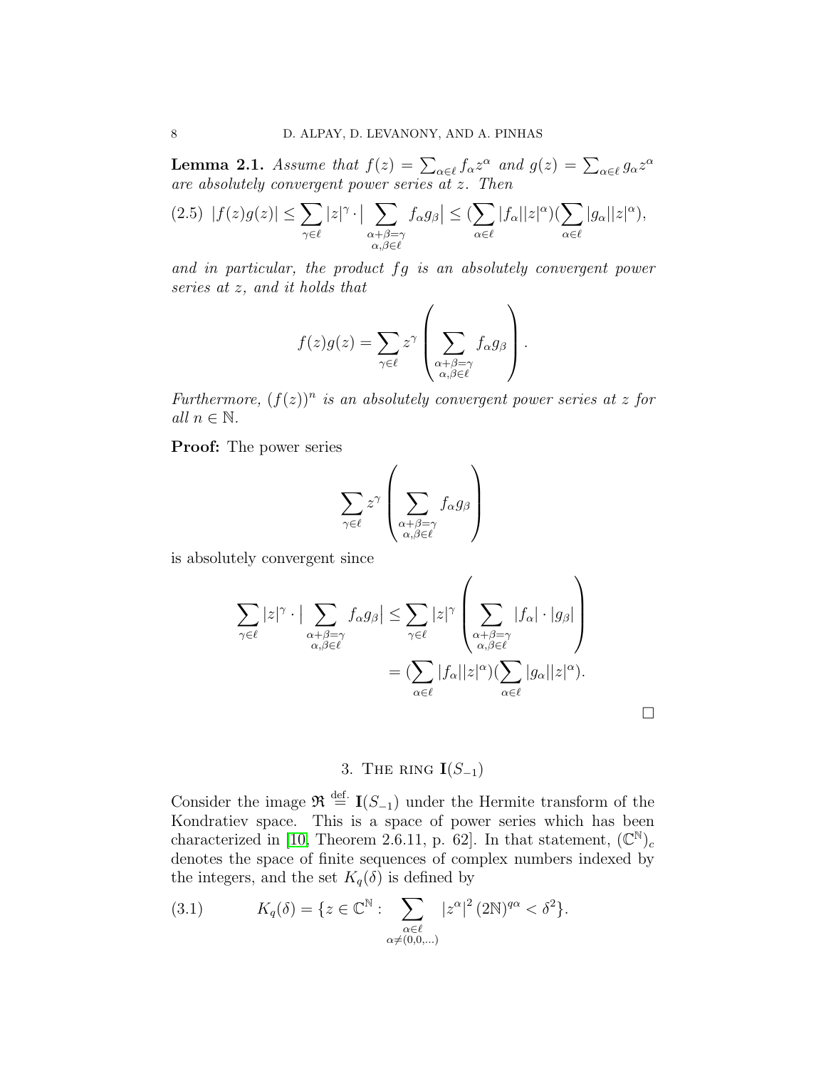**Lemma 2.1.** *Assume that $f(z) = \sum_{\alpha\in\ell} f_\alpha z^\alpha$ and $g(z) = \sum_{\alpha\in\ell} g_\alpha z^\alpha$ are absolutely convergent power series at $z$. Then*

$$
|f(z)g(z)| \leq \sum_{\gamma\in\ell} |z|^\gamma \cdot \Big| \sum_{\substack{\alpha+\beta=\gamma \\ \alpha,\beta\in\ell}} f_\alpha g_\beta \Big| \leq (\sum_{\alpha\in\ell} |f_\alpha||z|^\alpha)(\sum_{\alpha\in\ell} |g_\alpha||z|^\alpha), \tag{2.5}
$$

*and in particular, the product $fg$ is an absolutely convergent power series at $z$, and it holds that*

$$
f(z)g(z) = \sum_{\gamma\in\ell} z^\gamma \left( \sum_{\substack{\alpha+\beta=\gamma \\ \alpha,\beta\in\ell}} f_\alpha g_\beta \right).
$$

*Furthermore, $(f(z))^n$ is an absolutely convergent power series at $z$ for all $n \in \mathbb{N}$.*

**Proof:** The power series

$$
\sum_{\gamma\in\ell} z^\gamma \left( \sum_{\substack{\alpha+\beta=\gamma \\ \alpha,\beta\in\ell}} f_\alpha g_\beta \right)
$$

is absolutely convergent since

$$
\begin{aligned}
\sum_{\gamma\in\ell} |z|^\gamma \cdot \Big| \sum_{\substack{\alpha+\beta=\gamma \\ \alpha,\beta\in\ell}} f_\alpha g_\beta \Big| &\leq \sum_{\gamma\in\ell} |z|^\gamma \left( \sum_{\substack{\alpha+\beta=\gamma \\ \alpha,\beta\in\ell}} |f_\alpha| \cdot |g_\beta| \right) \\
&= (\sum_{\alpha\in\ell} |f_\alpha||z|^\alpha)(\sum_{\alpha\in\ell} |g_\alpha||z|^\alpha).
\end{aligned}
$$

□

## 3. The ring $\mathbf{I}(S_{-1})$

Consider the image $\mathfrak{R} \overset{\text{def.}}{=} \mathbf{I}(S_{-1})$ under the Hermite transform of the Kondratiev space. This is a space of power series which has been characterized in [10, Theorem 2.6.11, p. 62]. In that statement, $(\mathbb{C}^{\mathbb{N}})_c$ denotes the space of finite sequences of complex numbers indexed by the integers, and the set $K_q(\delta)$ is defined by

$$
K_q(\delta) = \{z \in \mathbb{C}^{\mathbb{N}} : \sum_{\substack{\alpha\in\ell \\ \alpha\neq(0,0,\dots)}} |z^\alpha|^2 (2\mathbb{N})^{q\alpha} < \delta^2\}. \tag{3.1}
$$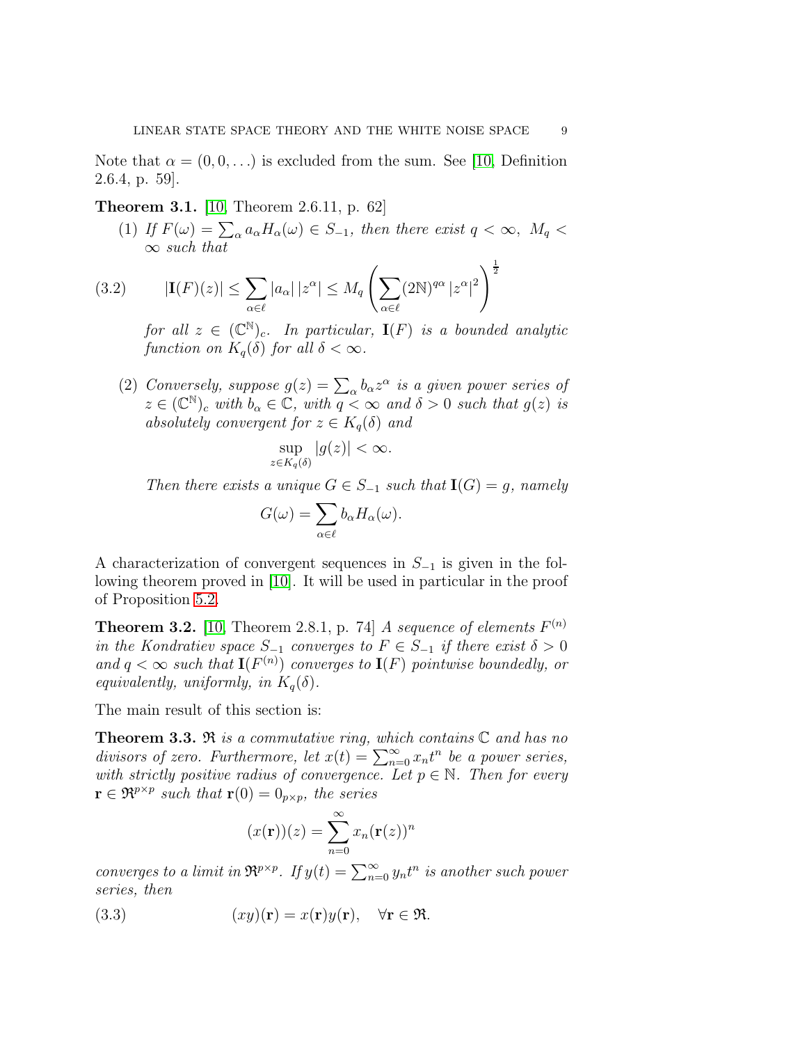Note that $\alpha = (0, 0, \ldots)$ is excluded from the sum. See [10, Definition 2.6.4, p. 59].

**Theorem 3.1.** [10, Theorem 2.6.11, p. 62]

1. *If $F(\omega) = \sum_\alpha a_\alpha H_\alpha(\omega) \in S_{-1}$, then there exist $q < \infty$, $M_q < \infty$ such that*

$$
|\mathbf{I}(F)(z)| \leq \sum_{\alpha \in \ell} |a_\alpha| \, |z^\alpha| \leq M_q \left( \sum_{\alpha \in \ell} (2\mathbb{N})^{q\alpha} |z^\alpha|^2 \right)^{\frac{1}{2}} \tag{3.2}
$$

   *for all $z \in (\mathbb{C}^{\mathbb{N}})_c$. In particular, $\mathbf{I}(F)$ is a bounded analytic function on $K_q(\delta)$ for all $\delta < \infty$.*

2. *Conversely, suppose $g(z) = \sum_\alpha b_\alpha z^\alpha$ is a given power series of $z \in (\mathbb{C}^{\mathbb{N}})_c$ with $b_\alpha \in \mathbb{C}$, with $q < \infty$ and $\delta > 0$ such that $g(z)$ is absolutely convergent for $z \in K_q(\delta)$ and*

$$
\sup_{z \in K_q(\delta)} |g(z)| < \infty.
$$

   *Then there exists a unique $G \in S_{-1}$ such that $\mathbf{I}(G) = g$, namely*

$$
G(\omega) = \sum_{\alpha \in \ell} b_\alpha H_\alpha(\omega).
$$

A characterization of convergent sequences in $S_{-1}$ is given in the following theorem proved in [10]. It will be used in particular in the proof of Proposition 5.2.

**Theorem 3.2.** [10, Theorem 2.8.1, p. 74] *A sequence of elements $F^{(n)}$ in the Kondratiev space $S_{-1}$ converges to $F \in S_{-1}$ if there exist $\delta > 0$ and $q < \infty$ such that $\mathbf{I}(F^{(n)})$ converges to $\mathbf{I}(F)$ pointwise boundedly, or equivalently, uniformly, in $K_q(\delta)$.*

The main result of this section is:

**Theorem 3.3.** *$\mathfrak{R}$ is a commutative ring, which contains $\mathbb{C}$ and has no divisors of zero. Furthermore, let $x(t) = \sum_{n=0}^\infty x_n t^n$ be a power series, with strictly positive radius of convergence. Let $p \in \mathbb{N}$. Then for every $\mathbf{r} \in \mathfrak{R}^{p \times p}$ such that $\mathbf{r}(0) = 0_{p \times p}$, the series*

$$
(x(\mathbf{r}))(z) = \sum_{n=0}^\infty x_n (\mathbf{r}(z))^n
$$

*converges to a limit in $\mathfrak{R}^{p \times p}$. If $y(t) = \sum_{n=0}^\infty y_n t^n$ is another such power series, then*

$$
(xy)(\mathbf{r}) = x(\mathbf{r}) y(\mathbf{r}), \quad \forall \mathbf{r} \in \mathfrak{R}. \tag{3.3}
$$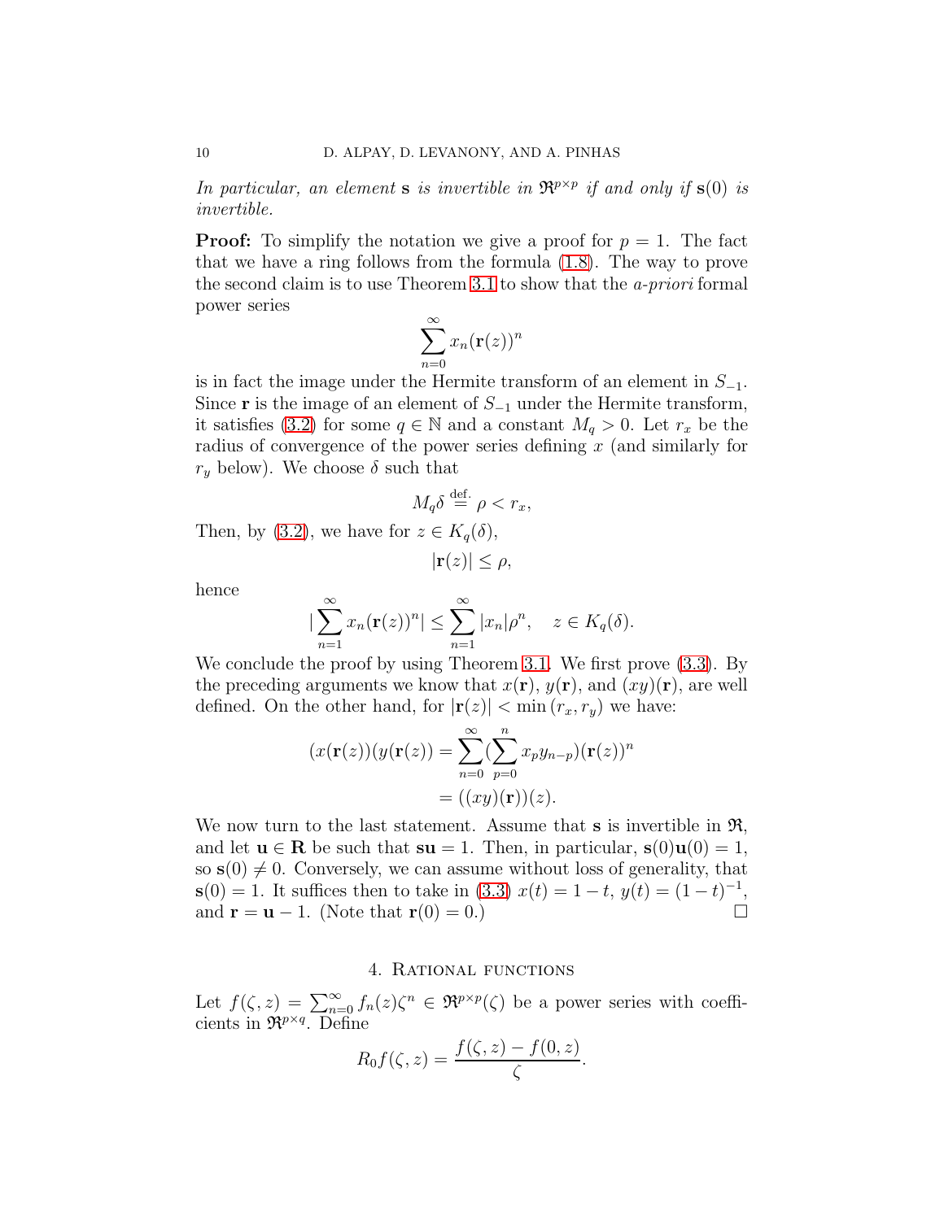*In particular, an element* $\mathbf{s}$ *is invertible in* $\mathfrak{R}^{p\times p}$ *if and only if* $\mathbf{s}(0)$ *is invertible.*

**Proof:** To simplify the notation we give a proof for $p = 1$. The fact that we have a ring follows from the formula (1.8). The way to prove the second claim is to use Theorem 3.1 to show that the *a-priori* formal power series

$$\sum_{n=0}^{\infty} x_n(\mathbf{r}(z))^n$$

is in fact the image under the Hermite transform of an element in $S_{-1}$. Since $\mathbf{r}$ is the image of an element of $S_{-1}$ under the Hermite transform, it satisfies (3.2) for some $q \in \mathbb{N}$ and a constant $M_q > 0$. Let $r_x$ be the radius of convergence of the power series defining $x$ (and similarly for $r_y$ below). We choose $\delta$ such that

$$M_q\delta \stackrel{\text{def.}}{=} \rho < r_x,$$

Then, by (3.2), we have for $z \in K_q(\delta)$,

$$|\mathbf{r}(z)| \leq \rho,$$

hence

$$|\sum_{n=1}^{\infty} x_n(\mathbf{r}(z))^n| \leq \sum_{n=1}^{\infty} |x_n|\rho^n, \quad z \in K_q(\delta).$$

We conclude the proof by using Theorem 3.1. We first prove (3.3). By the preceding arguments we know that $x(\mathbf{r})$, $y(\mathbf{r})$, and $(xy)(\mathbf{r})$, are well defined. On the other hand, for $|\mathbf{r}(z)| < \min{(r_x, r_y)}$ we have:

$$\begin{aligned}
(x(\mathbf{r}(z))(y(\mathbf{r}(z)) &= \sum_{n=0}^{\infty}(\sum_{p=0}^{n} x_p y_{n-p})(\mathbf{r}(z))^n \\
&= ((xy)(\mathbf{r}))(z).
\end{aligned}$$

We now turn to the last statement. Assume that $\mathbf{s}$ is invertible in $\mathfrak{R}$, and let $\mathbf{u} \in \mathbf{R}$ be such that $\mathbf{su} = 1$. Then, in particular, $\mathbf{s}(0)\mathbf{u}(0) = 1$, so $\mathbf{s}(0) \neq 0$. Conversely, we can assume without loss of generality, that $\mathbf{s}(0) = 1$. It suffices then to take in (3.3) $x(t) = 1 - t$, $y(t) = (1 - t)^{-1}$, and $\mathbf{r} = \mathbf{u} - 1$. (Note that $\mathbf{r}(0) = 0$.) $\square$

## 4. Rational functions

Let $f(\zeta, z) = \sum_{n=0}^{\infty} f_n(z)\zeta^n \in \mathfrak{R}^{p\times p}(\zeta)$ be a power series with coefficients in $\mathfrak{R}^{p\times q}$. Define

$$R_0 f(\zeta, z) = \frac{f(\zeta, z) - f(0, z)}{\zeta}.$$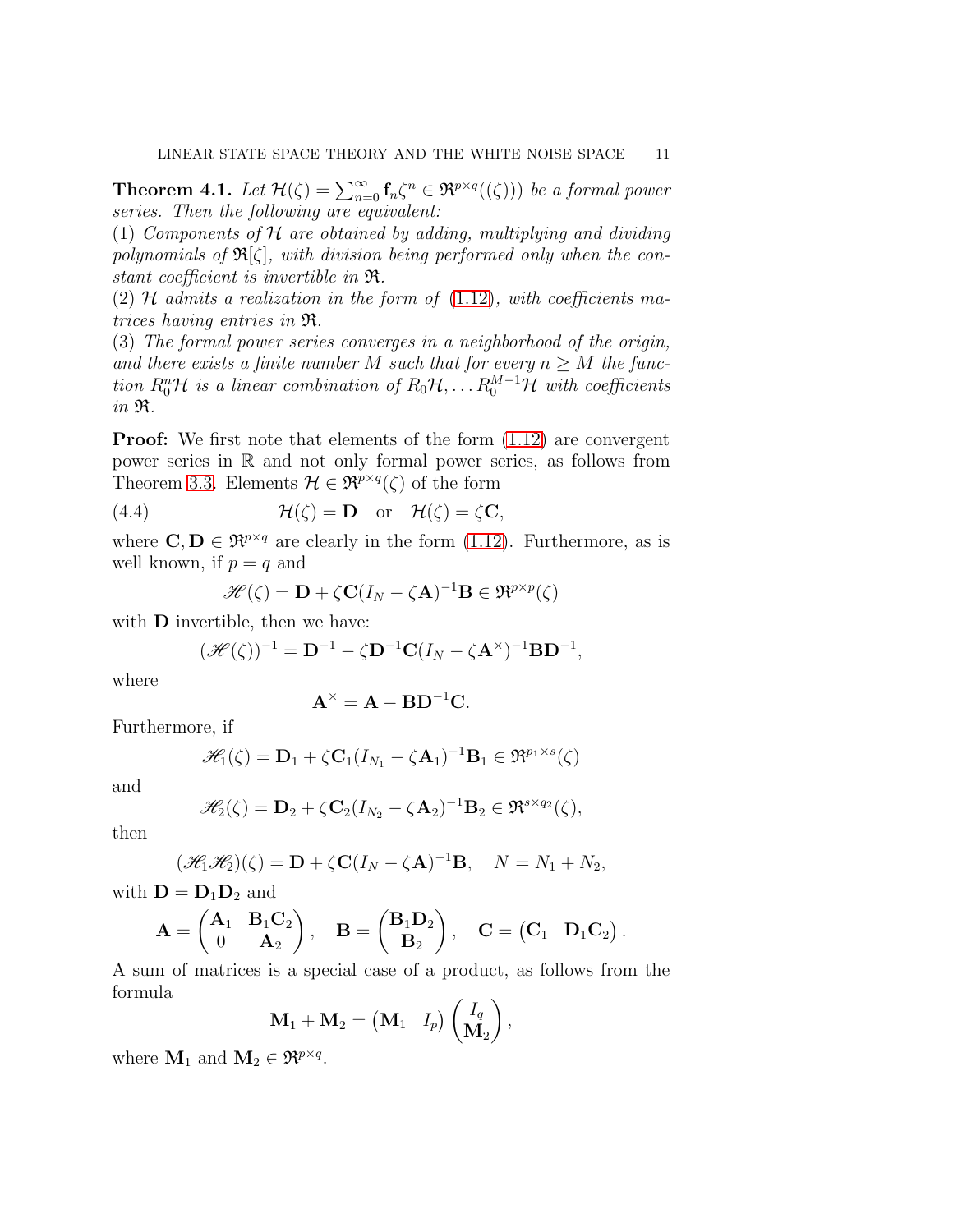**Theorem 4.1.** *Let $\mathcal{H}(\zeta) = \sum_{n=0}^{\infty} \mathbf{f}_n \zeta^n \in \mathfrak{R}^{p\times q}((\zeta))$ be a formal power series. Then the following are equivalent:*
(1) *Components of $\mathcal{H}$ are obtained by adding, multiplying and dividing polynomials of $\mathfrak{R}[\zeta]$, with division being performed only when the constant coefficient is invertible in $\mathfrak{R}$.*
(2) *$\mathcal{H}$ admits a realization in the form of (1.12), with coefficients matrices having entries in $\mathfrak{R}$.*
(3) *The formal power series converges in a neighborhood of the origin, and there exists a finite number $M$ such that for every $n \geq M$ the function $R_0^n\mathcal{H}$ is a linear combination of $R_0\mathcal{H}, \ldots R_0^{M-1}\mathcal{H}$ with coefficients in $\mathfrak{R}$.*

**Proof:** We first note that elements of the form (1.12) are convergent power series in $\mathbb{R}$ and not only formal power series, as follows from Theorem 3.3. Elements $\mathcal{H} \in \mathfrak{R}^{p\times q}(\zeta)$ of the form

$$\mathcal{H}(\zeta) = \mathbf{D} \quad \text{or} \quad \mathcal{H}(\zeta) = \zeta\mathbf{C}, \tag{4.4}$$

where $\mathbf{C}, \mathbf{D} \in \mathfrak{R}^{p\times q}$ are clearly in the form (1.12). Furthermore, as is well known, if $p = q$ and

$$\mathscr{H}(\zeta) = \mathbf{D} + \zeta\mathbf{C}(I_N - \zeta\mathbf{A})^{-1}\mathbf{B} \in \mathfrak{R}^{p\times p}(\zeta)$$

with $\mathbf{D}$ invertible, then we have:

$$(\mathscr{H}(\zeta))^{-1} = \mathbf{D}^{-1} - \zeta\mathbf{D}^{-1}\mathbf{C}(I_N - \zeta\mathbf{A}^{\times})^{-1}\mathbf{B}\mathbf{D}^{-1},$$

where

$$\mathbf{A}^{\times} = \mathbf{A} - \mathbf{B}\mathbf{D}^{-1}\mathbf{C}.$$

Furthermore, if

$$\mathscr{H}_1(\zeta) = \mathbf{D}_1 + \zeta\mathbf{C}_1(I_{N_1} - \zeta\mathbf{A}_1)^{-1}\mathbf{B}_1 \in \mathfrak{R}^{p_1\times s}(\zeta)$$

and

$$\mathscr{H}_2(\zeta) = \mathbf{D}_2 + \zeta\mathbf{C}_2(I_{N_2} - \zeta\mathbf{A}_2)^{-1}\mathbf{B}_2 \in \mathfrak{R}^{s\times q_2}(\zeta),$$

then

$$(\mathscr{H}_1\mathscr{H}_2)(\zeta) = \mathbf{D} + \zeta\mathbf{C}(I_N - \zeta\mathbf{A})^{-1}\mathbf{B}, \quad N = N_1 + N_2,$$

with $\mathbf{D} = \mathbf{D}_1\mathbf{D}_2$ and

$$\mathbf{A} = \begin{pmatrix} \mathbf{A}_1 & \mathbf{B}_1\mathbf{C}_2 \\ 0 & \mathbf{A}_2 \end{pmatrix}, \quad \mathbf{B} = \begin{pmatrix} \mathbf{B}_1\mathbf{D}_2 \\ \mathbf{B}_2 \end{pmatrix}, \quad \mathbf{C} = \begin{pmatrix} \mathbf{C}_1 & \mathbf{D}_1\mathbf{C}_2 \end{pmatrix}.$$

A sum of matrices is a special case of a product, as follows from the formula

$$\mathbf{M}_1 + \mathbf{M}_2 = \begin{pmatrix} \mathbf{M}_1 & I_p \end{pmatrix} \begin{pmatrix} I_q \\ \mathbf{M}_2 \end{pmatrix},$$

where $\mathbf{M}_1$ and $\mathbf{M}_2 \in \mathfrak{R}^{p\times q}$.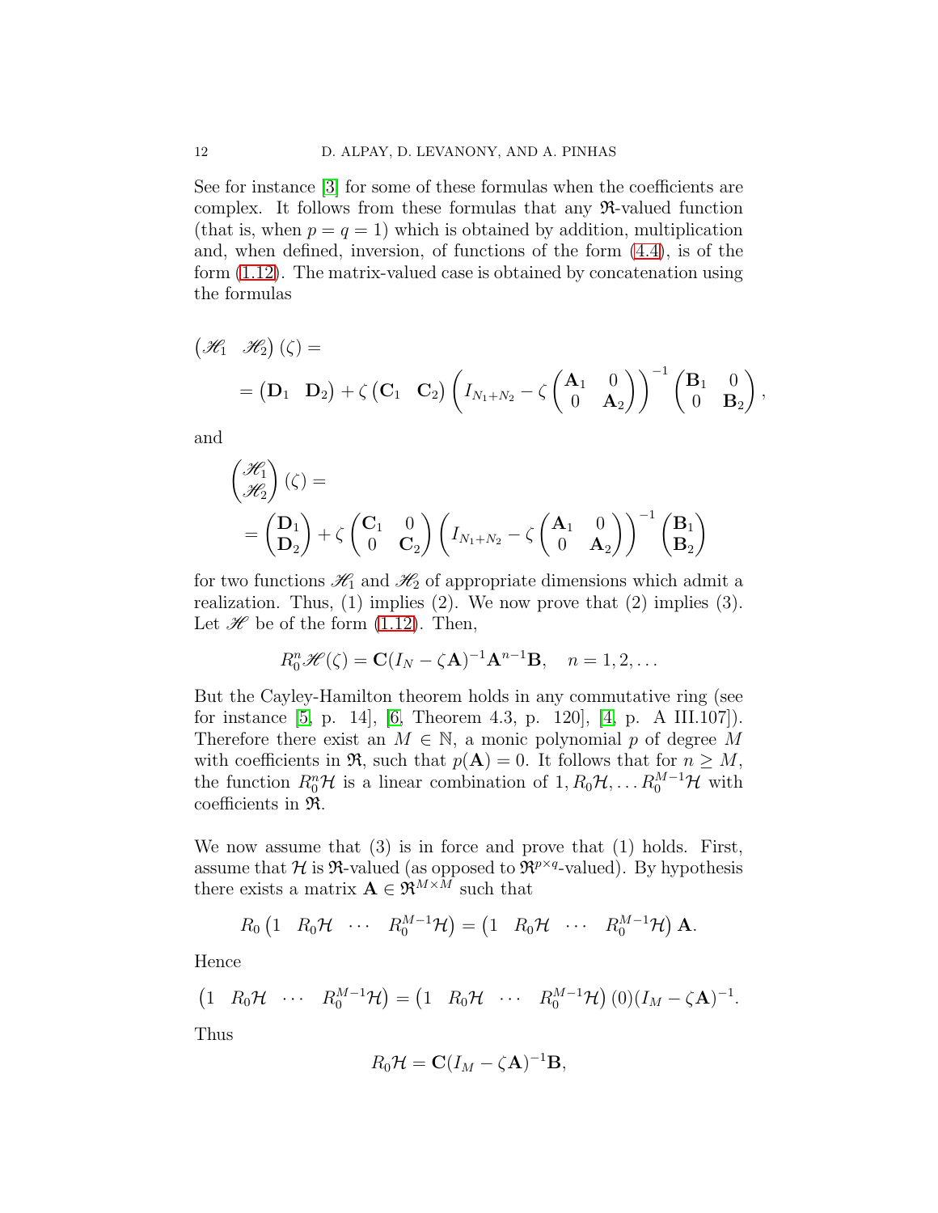See for instance [3] for some of these formulas when the coefficients are complex. It follows from these formulas that any $\mathfrak{R}$-valued function (that is, when $p = q = 1$) which is obtained by addition, multiplication and, when defined, inversion, of functions of the form (4.4), is of the form (1.12). The matrix-valued case is obtained by concatenation using the formulas

$$
\begin{aligned}
&\begin{pmatrix} \mathscr{H}_1 & \mathscr{H}_2 \end{pmatrix}(\zeta) = \\
&\quad = \begin{pmatrix} \mathbf{D}_1 & \mathbf{D}_2 \end{pmatrix} + \zeta \begin{pmatrix} \mathbf{C}_1 & \mathbf{C}_2 \end{pmatrix} \left( I_{N_1+N_2} - \zeta \begin{pmatrix} \mathbf{A}_1 & 0 \\ 0 & \mathbf{A}_2 \end{pmatrix} \right)^{-1} \begin{pmatrix} \mathbf{B}_1 & 0 \\ 0 & \mathbf{B}_2 \end{pmatrix},
\end{aligned}
$$

and

$$
\begin{aligned}
&\begin{pmatrix} \mathscr{H}_1 \\ \mathscr{H}_2 \end{pmatrix}(\zeta) = \\
&\quad = \begin{pmatrix} \mathbf{D}_1 \\ \mathbf{D}_2 \end{pmatrix} + \zeta \begin{pmatrix} \mathbf{C}_1 & 0 \\ 0 & \mathbf{C}_2 \end{pmatrix} \left( I_{N_1+N_2} - \zeta \begin{pmatrix} \mathbf{A}_1 & 0 \\ 0 & \mathbf{A}_2 \end{pmatrix} \right)^{-1} \begin{pmatrix} \mathbf{B}_1 \\ \mathbf{B}_2 \end{pmatrix}
\end{aligned}
$$

for two functions $\mathscr{H}_1$ and $\mathscr{H}_2$ of appropriate dimensions which admit a realization. Thus, (1) implies (2). We now prove that (2) implies (3). Let $\mathscr{H}$ be of the form (1.12). Then,

$$
R_0^n \mathscr{H}(\zeta) = \mathbf{C}(I_N - \zeta \mathbf{A})^{-1} \mathbf{A}^{n-1} \mathbf{B}, \quad n = 1, 2, \ldots
$$

But the Cayley-Hamilton theorem holds in any commutative ring (see for instance [5, p. 14], [6, Theorem 4.3, p. 120], [4, p. A III.107]). Therefore there exist an $M \in \mathbb{N}$, a monic polynomial $p$ of degree $M$ with coefficients in $\mathfrak{R}$, such that $p(\mathbf{A}) = 0$. It follows that for $n \geq M$, the function $R_0^n \mathcal{H}$ is a linear combination of $1, R_0\mathcal{H}, \ldots R_0^{M-1}\mathcal{H}$ with coefficients in $\mathfrak{R}$.

We now assume that (3) is in force and prove that (1) holds. First, assume that $\mathcal{H}$ is $\mathfrak{R}$-valued (as opposed to $\mathfrak{R}^{p \times q}$-valued). By hypothesis there exists a matrix $\mathbf{A} \in \mathfrak{R}^{M \times M}$ such that

$$
R_0 \begin{pmatrix} 1 & R_0\mathcal{H} & \cdots & R_0^{M-1}\mathcal{H} \end{pmatrix} = \begin{pmatrix} 1 & R_0\mathcal{H} & \cdots & R_0^{M-1}\mathcal{H} \end{pmatrix} \mathbf{A}.
$$

Hence

$$
\begin{pmatrix} 1 & R_0\mathcal{H} & \cdots & R_0^{M-1}\mathcal{H} \end{pmatrix} = \begin{pmatrix} 1 & R_0\mathcal{H} & \cdots & R_0^{M-1}\mathcal{H} \end{pmatrix}(0)(I_M - \zeta \mathbf{A})^{-1}.
$$

Thus

$$
R_0\mathcal{H} = \mathbf{C}(I_M - \zeta \mathbf{A})^{-1} \mathbf{B},
$$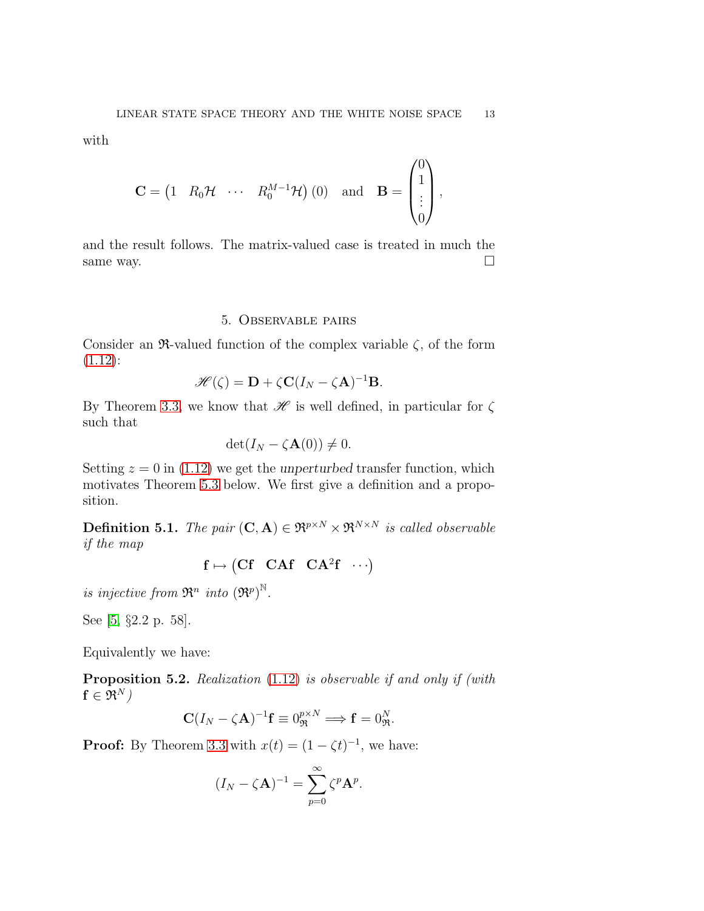with

$$\mathbf{C} = \begin{pmatrix} 1 & R_0\mathcal{H} & \cdots & R_0^{M-1}\mathcal{H} \end{pmatrix}(0) \quad \text{and} \quad \mathbf{B} = \begin{pmatrix} 0 \\ 1 \\ \vdots \\ 0 \end{pmatrix},$$

and the result follows. The matrix-valued case is treated in much the same way. $\square$

## 5. Observable pairs

Consider an $\mathfrak{R}$-valued function of the complex variable $\zeta$, of the form (1.12):

$$\mathscr{H}(\zeta) = \mathbf{D} + \zeta\mathbf{C}(I_N - \zeta\mathbf{A})^{-1}\mathbf{B}.$$

By Theorem 3.3, we know that $\mathscr{H}$ is well defined, in particular for $\zeta$ such that

$$\det(I_N - \zeta\mathbf{A}(0)) \neq 0.$$

Setting $z = 0$ in (1.12) we get the *unperturbed* transfer function, which motivates Theorem 5.3 below. We first give a definition and a proposition.

**Definition 5.1.** *The pair $(\mathbf{C}, \mathbf{A}) \in \mathfrak{R}^{p\times N} \times \mathfrak{R}^{N\times N}$ is called observable if the map*

$$\mathbf{f} \mapsto \begin{pmatrix} \mathbf{Cf} & \mathbf{CAf} & \mathbf{CA}^2\mathbf{f} & \cdots \end{pmatrix}$$

*is injective from $\mathfrak{R}^n$ into $(\mathfrak{R}^p)^{\mathbb{N}}$.*

See [5, §2.2 p. 58].

Equivalently we have:

**Proposition 5.2.** *Realization (1.12) is observable if and only if (with $\mathbf{f} \in \mathfrak{R}^N$)*

$$\mathbf{C}(I_N - \zeta\mathbf{A})^{-1}\mathbf{f} \equiv 0_{\mathfrak{R}}^{p\times N} \Longrightarrow \mathbf{f} = 0_{\mathfrak{R}}^N.$$

**Proof:** By Theorem 3.3 with $x(t) = (1 - \zeta t)^{-1}$, we have:

$$(I_N - \zeta\mathbf{A})^{-1} = \sum_{p=0}^{\infty} \zeta^p \mathbf{A}^p.$$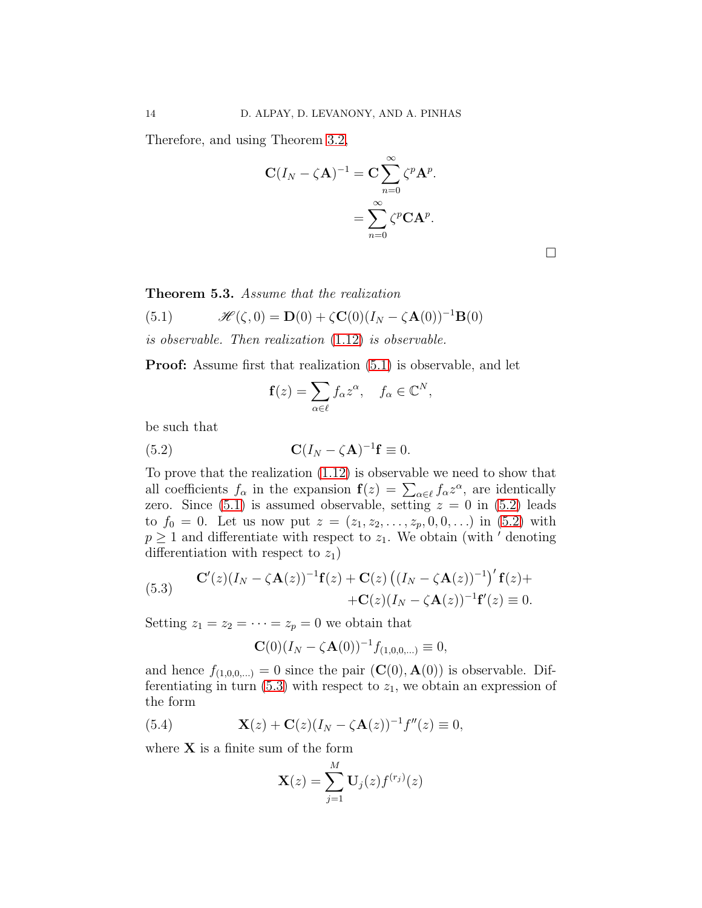Therefore, and using Theorem 3.2,

$$
\begin{aligned}
\mathbf{C}(I_N - \zeta \mathbf{A})^{-1} &= \mathbf{C} \sum_{n=0}^{\infty} \zeta^p \mathbf{A}^p. \\
&= \sum_{n=0}^{\infty} \zeta^p \mathbf{C}\mathbf{A}^p.
\end{aligned}
$$

$\square$

**Theorem 5.3.** *Assume that the realization*

$$
\mathscr{H}(\zeta, 0) = \mathbf{D}(0) + \zeta \mathbf{C}(0)(I_N - \zeta \mathbf{A}(0))^{-1}\mathbf{B}(0) \tag{5.1}
$$

*is observable. Then realization* (1.12) *is observable.*

**Proof:** Assume first that realization (5.1) is observable, and let

$$
\mathbf{f}(z) = \sum_{\alpha \in \ell} f_\alpha z^\alpha, \quad f_\alpha \in \mathbb{C}^N,
$$

be such that

$$
\mathbf{C}(I_N - \zeta \mathbf{A})^{-1}\mathbf{f} \equiv 0. \tag{5.2}
$$

To prove that the realization (1.12) is observable we need to show that all coefficients $f_\alpha$ in the expansion $\mathbf{f}(z) = \sum_{\alpha \in \ell} f_\alpha z^\alpha$, are identically zero. Since (5.1) is assumed observable, setting $z = 0$ in (5.2) leads to $f_0 = 0$. Let us now put $z = (z_1, z_2, \ldots, z_p, 0, 0, \ldots)$ in (5.2) with $p \geq 1$ and differentiate with respect to $z_1$. We obtain (with $'$ denoting differentiation with respect to $z_1$)

$$
\begin{aligned}
\mathbf{C}'(z)(I_N - \zeta \mathbf{A}(z))^{-1}\mathbf{f}(z) + \mathbf{C}(z)\left((I_N - \zeta \mathbf{A}(z))^{-1}\right)' \mathbf{f}(z) + \\
+ \mathbf{C}(z)(I_N - \zeta \mathbf{A}(z))^{-1}\mathbf{f}'(z) \equiv 0.
\end{aligned} \tag{5.3}
$$

Setting $z_1 = z_2 = \cdots = z_p = 0$ we obtain that

$$
\mathbf{C}(0)(I_N - \zeta \mathbf{A}(0))^{-1} f_{(1,0,0,\ldots)} \equiv 0,
$$

and hence $f_{(1,0,0,\ldots)} = 0$ since the pair $(\mathbf{C}(0), \mathbf{A}(0))$ is observable. Differentiating in turn (5.3) with respect to $z_1$, we obtain an expression of the form

$$
\mathbf{X}(z) + \mathbf{C}(z)(I_N - \zeta \mathbf{A}(z))^{-1} f''(z) \equiv 0, \tag{5.4}
$$

where $\mathbf{X}$ is a finite sum of the form

$$
\mathbf{X}(z) = \sum_{j=1}^{M} \mathbf{U}_j(z) f^{(r_j)}(z)
$$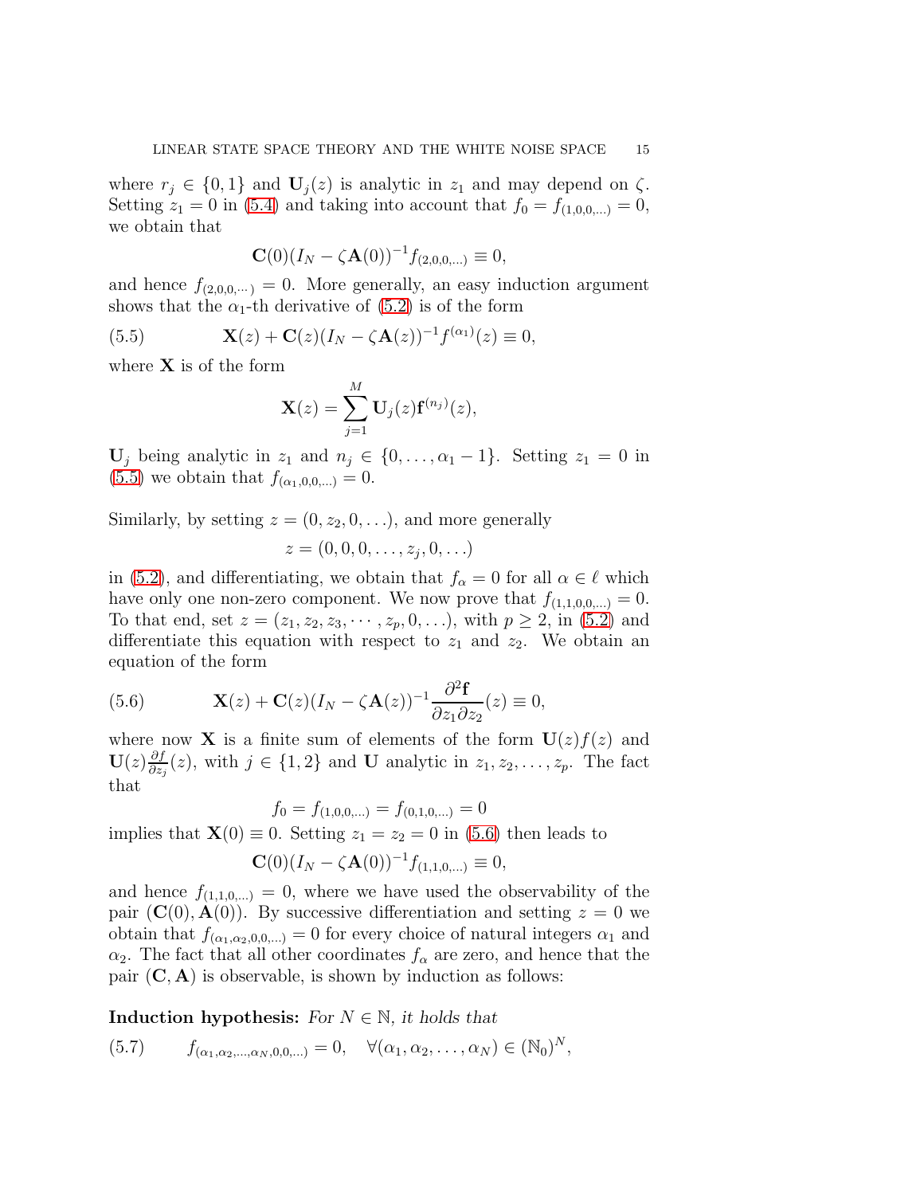where $r_j \in \{0, 1\}$ and $\mathbf{U}_j(z)$ is analytic in $z_1$ and may depend on $\zeta$. Setting $z_1 = 0$ in (5.4) and taking into account that $f_0 = f_{(1,0,0,\ldots)} = 0$, we obtain that

$$\mathbf{C}(0)(I_N - \zeta \mathbf{A}(0))^{-1} f_{(2,0,0,\ldots)} \equiv 0,$$

and hence $f_{(2,0,0,\cdots)} = 0$. More generally, an easy induction argument shows that the $\alpha_1$-th derivative of (5.2) is of the form

$$\mathbf{X}(z) + \mathbf{C}(z)(I_N - \zeta \mathbf{A}(z))^{-1} f^{(\alpha_1)}(z) \equiv 0, \tag{5.5}$$

where $\mathbf{X}$ is of the form

$$\mathbf{X}(z) = \sum_{j=1}^{M} \mathbf{U}_j(z) \mathbf{f}^{(n_j)}(z),$$

$\mathbf{U}_j$ being analytic in $z_1$ and $n_j \in \{0, \ldots, \alpha_1 - 1\}$. Setting $z_1 = 0$ in (5.5) we obtain that $f_{(\alpha_1,0,0,\ldots)} = 0$.

Similarly, by setting $z = (0, z_2, 0, \ldots)$, and more generally

$$z = (0, 0, 0, \ldots, z_j, 0, \ldots)$$

in (5.2), and differentiating, we obtain that $f_\alpha = 0$ for all $\alpha \in \ell$ which have only one non-zero component. We now prove that $f_{(1,1,0,0,\ldots)} = 0$. To that end, set $z = (z_1, z_2, z_3, \cdots, z_p, 0, \ldots)$, with $p \geq 2$, in (5.2) and differentiate this equation with respect to $z_1$ and $z_2$. We obtain an equation of the form

$$\mathbf{X}(z) + \mathbf{C}(z)(I_N - \zeta \mathbf{A}(z))^{-1} \frac{\partial^2 \mathbf{f}}{\partial z_1 \partial z_2}(z) \equiv 0, \tag{5.6}$$

where now $\mathbf{X}$ is a finite sum of elements of the form $\mathbf{U}(z) f(z)$ and $\mathbf{U}(z) \frac{\partial f}{\partial z_j}(z)$, with $j \in \{1, 2\}$ and $\mathbf{U}$ analytic in $z_1, z_2, \ldots, z_p$. The fact that

$$f_0 = f_{(1,0,0,\ldots)} = f_{(0,1,0,\ldots)} = 0$$

implies that $\mathbf{X}(0) \equiv 0$. Setting $z_1 = z_2 = 0$ in (5.6) then leads to

$$\mathbf{C}(0)(I_N - \zeta \mathbf{A}(0))^{-1} f_{(1,1,0,\ldots)} \equiv 0,$$

and hence $f_{(1,1,0,\ldots)} = 0$, where we have used the observability of the pair $(\mathbf{C}(0), \mathbf{A}(0))$. By successive differentiation and setting $z = 0$ we obtain that $f_{(\alpha_1,\alpha_2,0,0,\ldots)} = 0$ for every choice of natural integers $\alpha_1$ and $\alpha_2$. The fact that all other coordinates $f_\alpha$ are zero, and hence that the pair $(\mathbf{C}, \mathbf{A})$ is observable, is shown by induction as follows:

**Induction hypothesis:** *For $N \in \mathbb{N}$, it holds that*

$$f_{(\alpha_1,\alpha_2,\ldots,\alpha_N,0,0,\ldots)} = 0, \quad \forall (\alpha_1, \alpha_2, \ldots, \alpha_N) \in (\mathbb{N}_0)^N, \tag{5.7}$$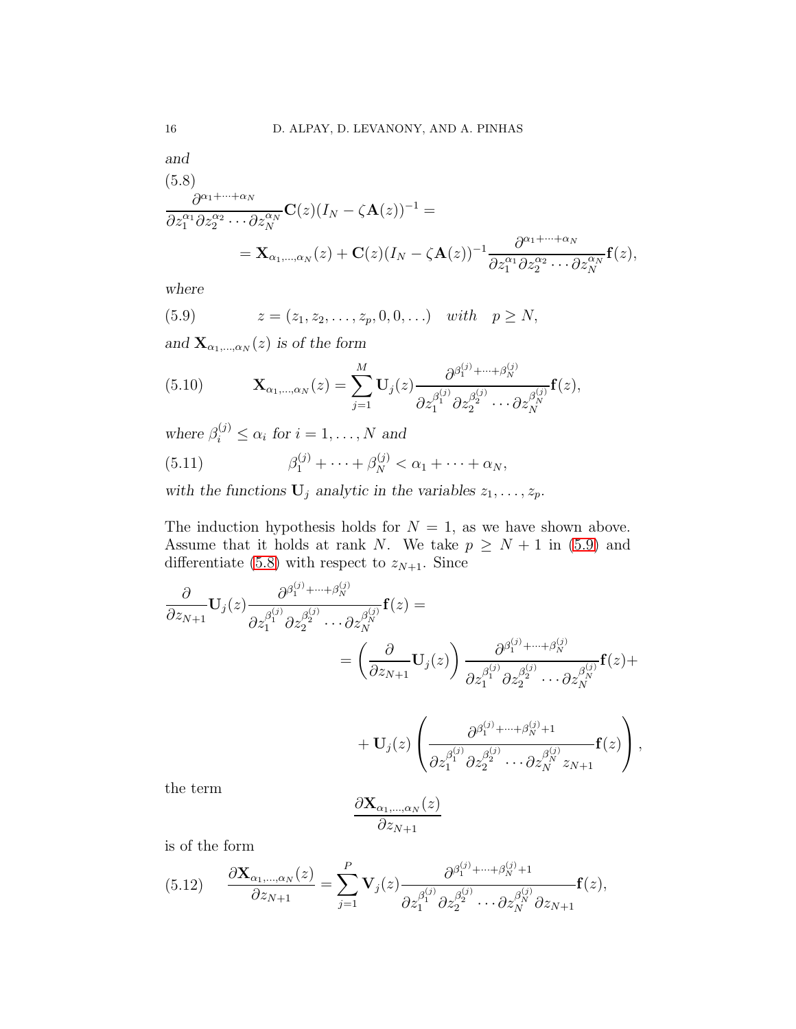*and*

(5.8)

$$\frac{\partial^{\alpha_1+\cdots+\alpha_N}}{\partial z_1^{\alpha_1}\partial z_2^{\alpha_2}\cdots\partial z_N^{\alpha_N}}\mathbf{C}(z)(I_N-\zeta\mathbf{A}(z))^{-1} =$$

$$= \mathbf{X}_{\alpha_1,\ldots,\alpha_N}(z) + \mathbf{C}(z)(I_N-\zeta\mathbf{A}(z))^{-1}\frac{\partial^{\alpha_1+\cdots+\alpha_N}}{\partial z_1^{\alpha_1}\partial z_2^{\alpha_2}\cdots\partial z_N^{\alpha_N}}\mathbf{f}(z),$$

*where*

$$z = (z_1, z_2, \ldots, z_p, 0, 0, \ldots) \quad \textit{with} \quad p \geq N, \tag{5.9}$$

*and* $\mathbf{X}_{\alpha_1,\ldots,\alpha_N}(z)$ *is of the form*

$$\mathbf{X}_{\alpha_1,\ldots,\alpha_N}(z) = \sum_{j=1}^{M}\mathbf{U}_j(z)\frac{\partial^{\beta_1^{(j)}+\cdots+\beta_N^{(j)}}}{\partial z_1^{\beta_1^{(j)}}\partial z_2^{\beta_2^{(j)}}\cdots\partial z_N^{\beta_N^{(j)}}}\mathbf{f}(z), \tag{5.10}$$

*where* $\beta_i^{(j)} \leq \alpha_i$ *for* $i = 1, \ldots, N$ *and*

$$\beta_1^{(j)} + \cdots + \beta_N^{(j)} < \alpha_1 + \cdots + \alpha_N, \tag{5.11}$$

*with the functions* $\mathbf{U}_j$ *analytic in the variables* $z_1, \ldots, z_p$.

The induction hypothesis holds for $N = 1$, as we have shown above. Assume that it holds at rank $N$. We take $p \geq N+1$ in (5.9) and differentiate (5.8) with respect to $z_{N+1}$. Since

$$\frac{\partial}{\partial z_{N+1}}\mathbf{U}_j(z)\frac{\partial^{\beta_1^{(j)}+\cdots+\beta_N^{(j)}}}{\partial z_1^{\beta_1^{(j)}}\partial z_2^{\beta_2^{(j)}}\cdots\partial z_N^{\beta_N^{(j)}}}\mathbf{f}(z) =$$

$$= \left(\frac{\partial}{\partial z_{N+1}}\mathbf{U}_j(z)\right)\frac{\partial^{\beta_1^{(j)}+\cdots+\beta_N^{(j)}}}{\partial z_1^{\beta_1^{(j)}}\partial z_2^{\beta_2^{(j)}}\cdots\partial z_N^{\beta_N^{(j)}}}\mathbf{f}(z) +$$

$$+ \mathbf{U}_j(z)\left(\frac{\partial^{\beta_1^{(j)}+\cdots+\beta_N^{(j)}+1}}{\partial z_1^{\beta_1^{(j)}}\partial z_2^{\beta_2^{(j)}}\cdots\partial z_N^{\beta_N^{(j)}}z_{N+1}}\mathbf{f}(z)\right),$$

the term

$$\frac{\partial\mathbf{X}_{\alpha_1,\ldots,\alpha_N}(z)}{\partial z_{N+1}}$$

is of the form

$$\frac{\partial\mathbf{X}_{\alpha_1,\ldots,\alpha_N}(z)}{\partial z_{N+1}} = \sum_{j=1}^{P}\mathbf{V}_j(z)\frac{\partial^{\beta_1^{(j)}+\cdots+\beta_N^{(j)}+1}}{\partial z_1^{\beta_1^{(j)}}\partial z_2^{\beta_2^{(j)}}\cdots\partial z_N^{\beta_N^{(j)}}\partial z_{N+1}}\mathbf{f}(z), \tag{5.12}$$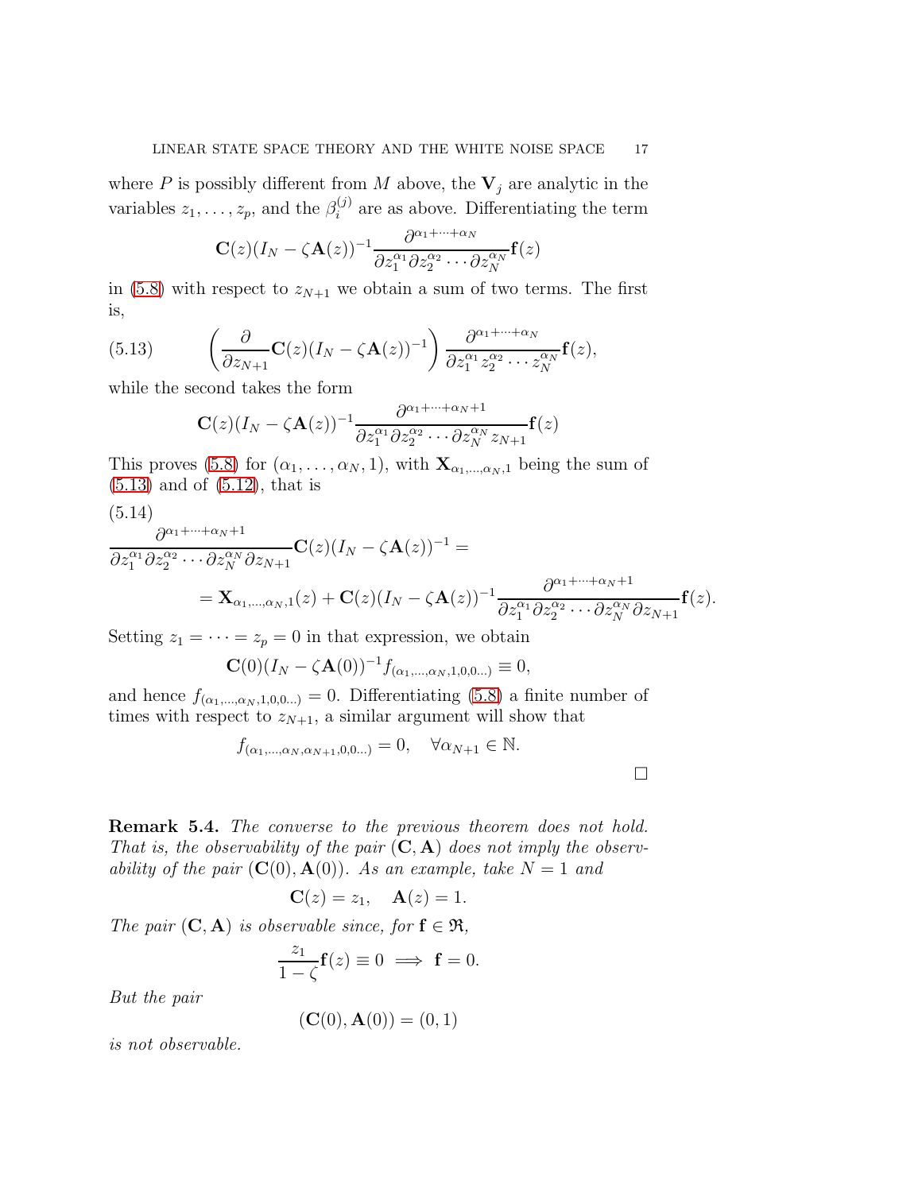where $P$ is possibly different from $M$ above, the $\mathbf{V}_j$ are analytic in the variables $z_1, \ldots, z_p$, and the $\beta_i^{(j)}$ are as above. Differentiating the term

$$\mathbf{C}(z)(I_N - \zeta \mathbf{A}(z))^{-1} \frac{\partial^{\alpha_1 + \cdots + \alpha_N}}{\partial z_1^{\alpha_1} \partial z_2^{\alpha_2} \cdots \partial z_N^{\alpha_N}} \mathbf{f}(z)$$

in (5.8) with respect to $z_{N+1}$ we obtain a sum of two terms. The first is,

$$\left( \frac{\partial}{\partial z_{N+1}} \mathbf{C}(z)(I_N - \zeta \mathbf{A}(z))^{-1} \right) \frac{\partial^{\alpha_1 + \cdots + \alpha_N}}{\partial z_1^{\alpha_1} z_2^{\alpha_2} \cdots z_N^{\alpha_N}} \mathbf{f}(z), \tag{5.13}$$

while the second takes the form

$$\mathbf{C}(z)(I_N - \zeta \mathbf{A}(z))^{-1} \frac{\partial^{\alpha_1 + \cdots + \alpha_N + 1}}{\partial z_1^{\alpha_1} \partial z_2^{\alpha_2} \cdots \partial z_N^{\alpha_N} z_{N+1}} \mathbf{f}(z)$$

This proves (5.8) for $(\alpha_1, \ldots, \alpha_N, 1)$, with $\mathbf{X}_{\alpha_1, \ldots, \alpha_N, 1}$ being the sum of (5.13) and of (5.12), that is

$$\begin{aligned} \frac{\partial^{\alpha_1 + \cdots + \alpha_N + 1}}{\partial z_1^{\alpha_1} \partial z_2^{\alpha_2} \cdots \partial z_N^{\alpha_N} \partial z_{N+1}} \mathbf{C}(z)(I_N - \zeta \mathbf{A}(z))^{-1} &= \\ = \mathbf{X}_{\alpha_1, \ldots, \alpha_N, 1}(z) + \mathbf{C}(z)(I_N - \zeta \mathbf{A}(z))^{-1} &\frac{\partial^{\alpha_1 + \cdots + \alpha_N + 1}}{\partial z_1^{\alpha_1} \partial z_2^{\alpha_2} \cdots \partial z_N^{\alpha_N} \partial z_{N+1}} \mathbf{f}(z). \end{aligned} \tag{5.14}$$

Setting $z_1 = \cdots = z_p = 0$ in that expression, we obtain

$$\mathbf{C}(0)(I_N - \zeta \mathbf{A}(0))^{-1} f_{(\alpha_1, \ldots, \alpha_N, 1, 0, 0 \ldots)} \equiv 0,$$

and hence $f_{(\alpha_1, \ldots, \alpha_N, 1, 0, 0 \ldots)} = 0$. Differentiating (5.8) a finite number of times with respect to $z_{N+1}$, a similar argument will show that

$$f_{(\alpha_1, \ldots, \alpha_N, \alpha_{N+1}, 0, 0 \ldots)} = 0, \quad \forall \alpha_{N+1} \in \mathbb{N}.$$

$\square$

**Remark 5.4.** *The converse to the previous theorem does not hold. That is, the observability of the pair $(\mathbf{C}, \mathbf{A})$ does not imply the observability of the pair $(\mathbf{C}(0), \mathbf{A}(0))$. As an example, take $N = 1$ and*

$$\mathbf{C}(z) = z_1, \quad \mathbf{A}(z) = 1.$$

*The pair $(\mathbf{C}, \mathbf{A})$ is observable since, for $\mathbf{f} \in \mathfrak{R}$,*

$$\frac{z_1}{1 - \zeta} \mathbf{f}(z) \equiv 0 \implies \mathbf{f} = 0.$$

*But the pair*

$$(\mathbf{C}(0), \mathbf{A}(0)) = (0, 1)$$

*is not observable.*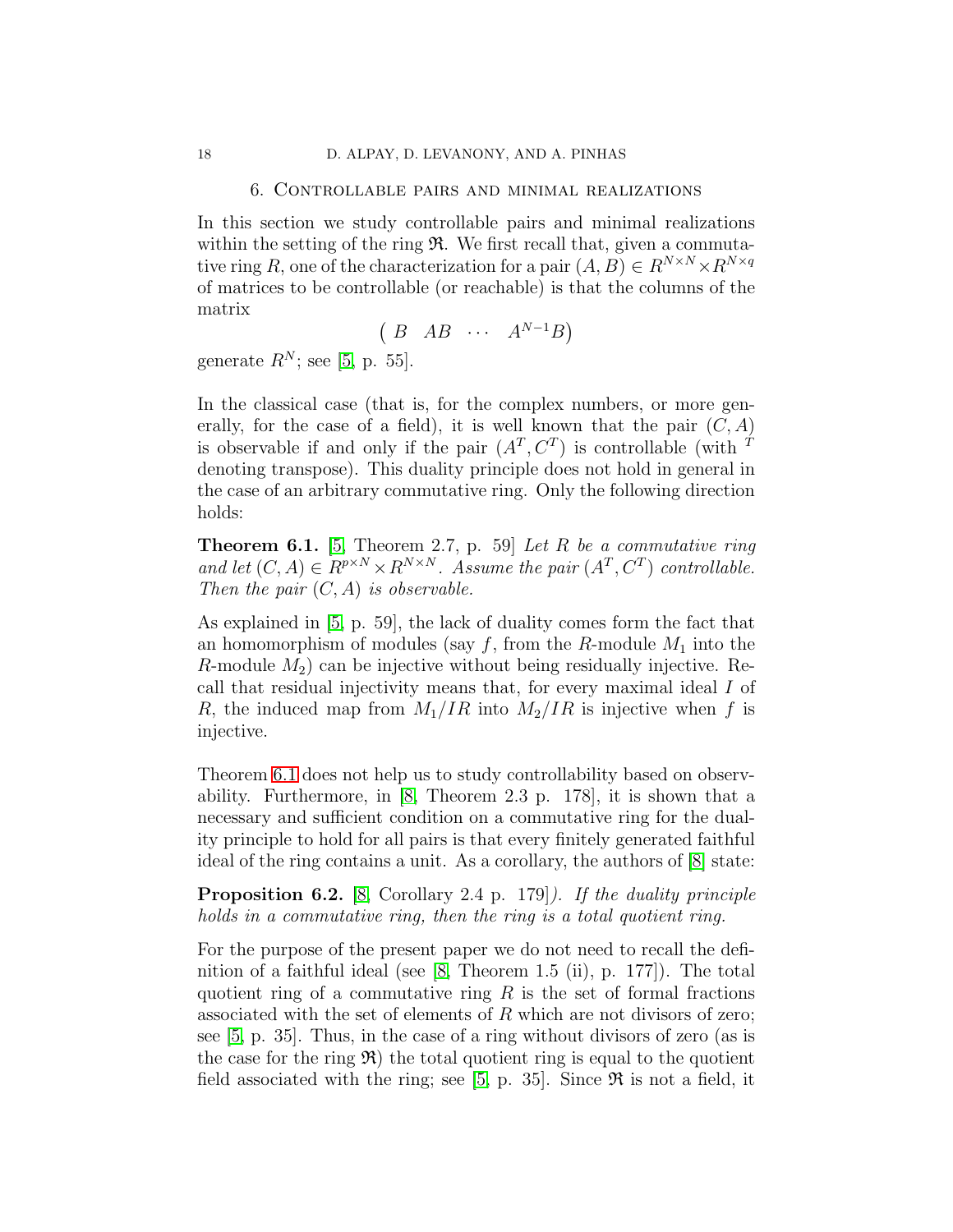## 6. Controllable pairs and minimal realizations

In this section we study controllable pairs and minimal realizations within the setting of the ring $\mathfrak{R}$. We first recall that, given a commutative ring $R$, one of the characterization for a pair $(A, B) \in R^{N\times N} \times R^{N\times q}$ of matrices to be controllable (or reachable) is that the columns of the matrix

$$\begin{pmatrix} B & AB & \cdots & A^{N-1}B \end{pmatrix}$$

generate $R^N$; see [5, p. 55].

In the classical case (that is, for the complex numbers, or more generally, for the case of a field), it is well known that the pair $(C, A)$ is observable if and only if the pair $(A^T, C^T)$ is controllable (with $^T$ denoting transpose). This duality principle does not hold in general in the case of an arbitrary commutative ring. Only the following direction holds:

**Theorem 6.1.** [5, Theorem 2.7, p. 59] *Let $R$ be a commutative ring and let $(C, A) \in R^{p\times N} \times R^{N\times N}$. Assume the pair $(A^T, C^T)$ controllable. Then the pair $(C, A)$ is observable.*

As explained in [5, p. 59], the lack of duality comes form the fact that an homomorphism of modules (say $f$, from the $R$-module $M_1$ into the $R$-module $M_2$) can be injective without being residually injective. Recall that residual injectivity means that, for every maximal ideal $I$ of $R$, the induced map from $M_1/IR$ into $M_2/IR$ is injective when $f$ is injective.

Theorem 6.1 does not help us to study controllability based on observability. Furthermore, in [8, Theorem 2.3 p. 178], it is shown that a necessary and sufficient condition on a commutative ring for the duality principle to hold for all pairs is that every finitely generated faithful ideal of the ring contains a unit. As a corollary, the authors of [8] state:

**Proposition 6.2.** [8, Corollary 2.4 p. 179]*). If the duality principle holds in a commutative ring, then the ring is a total quotient ring.*

For the purpose of the present paper we do not need to recall the definition of a faithful ideal (see [8, Theorem 1.5 (ii), p. 177]). The total quotient ring of a commutative ring $R$ is the set of formal fractions associated with the set of elements of $R$ which are not divisors of zero; see [5, p. 35]. Thus, in the case of a ring without divisors of zero (as is the case for the ring $\mathfrak{R}$) the total quotient ring is equal to the quotient field associated with the ring; see [5, p. 35]. Since $\mathfrak{R}$ is not a field, it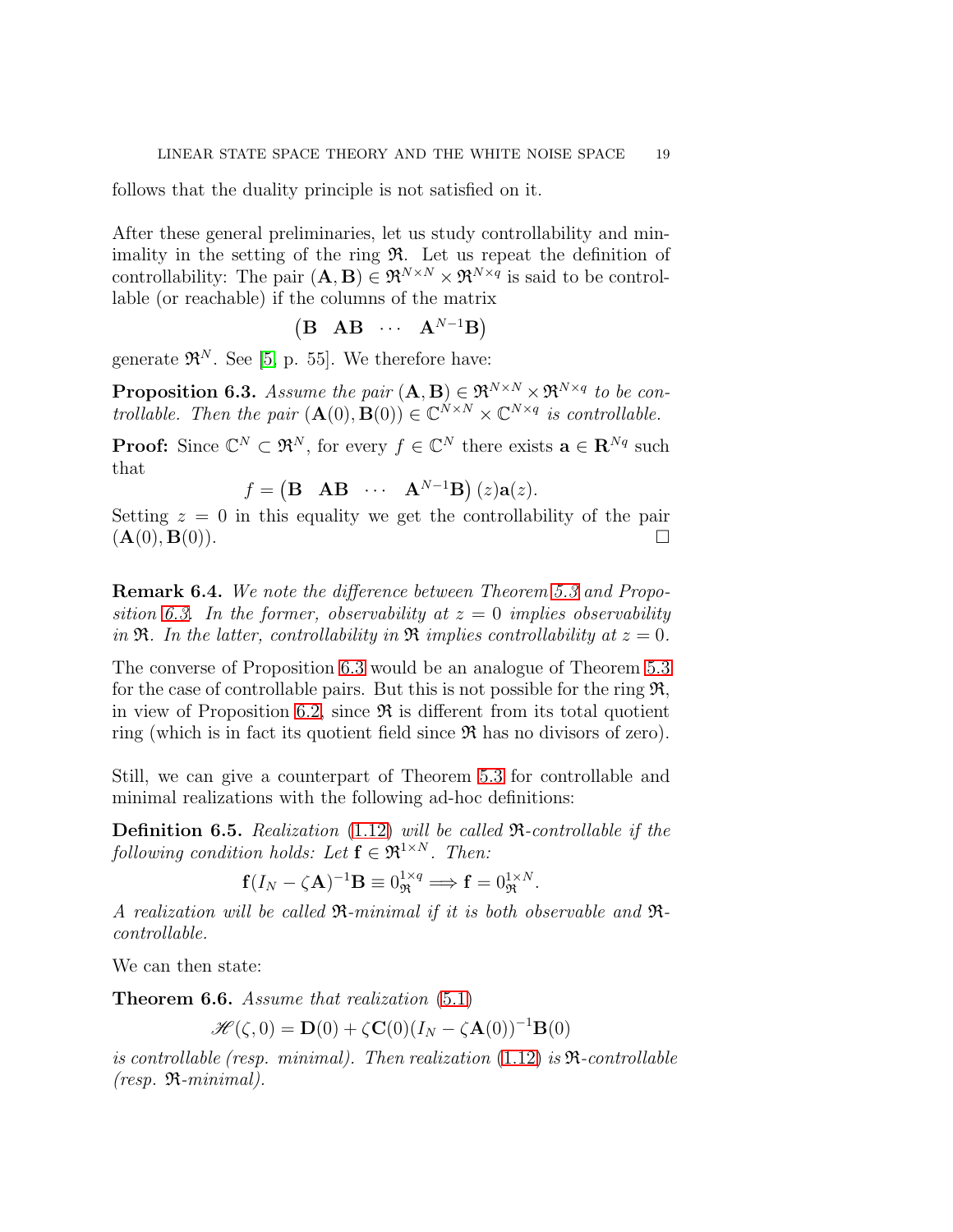follows that the duality principle is not satisfied on it.

After these general preliminaries, let us study controllability and minimality in the setting of the ring $\mathfrak{R}$. Let us repeat the definition of controllability: The pair $(\mathbf{A}, \mathbf{B}) \in \mathfrak{R}^{N\times N} \times \mathfrak{R}^{N\times q}$ is said to be controllable (or reachable) if the columns of the matrix

$$\begin{pmatrix} \mathbf{B} & \mathbf{AB} & \cdots & \mathbf{A}^{N-1}\mathbf{B} \end{pmatrix}$$

generate $\mathfrak{R}^N$. See [5, p. 55]. We therefore have:

**Proposition 6.3.** *Assume the pair $(\mathbf{A}, \mathbf{B}) \in \mathfrak{R}^{N\times N} \times \mathfrak{R}^{N\times q}$ to be controllable. Then the pair $(\mathbf{A}(0), \mathbf{B}(0)) \in \mathbb{C}^{N\times N} \times \mathbb{C}^{N\times q}$ is controllable.*

**Proof:** Since $\mathbb{C}^N \subset \mathfrak{R}^N$, for every $f \in \mathbb{C}^N$ there exists $\mathbf{a} \in \mathbf{R}^{Nq}$ such that

$$f = \begin{pmatrix} \mathbf{B} & \mathbf{AB} & \cdots & \mathbf{A}^{N-1}\mathbf{B} \end{pmatrix}(z)\mathbf{a}(z).$$

Setting $z = 0$ in this equality we get the controllability of the pair $(\mathbf{A}(0), \mathbf{B}(0))$. $\square$

**Remark 6.4.** *We note the difference between Theorem 5.3 and Proposition 6.3. In the former, observability at $z = 0$ implies observability in $\mathfrak{R}$. In the latter, controllability in $\mathfrak{R}$ implies controllability at $z = 0$.*

The converse of Proposition 6.3 would be an analogue of Theorem 5.3 for the case of controllable pairs. But this is not possible for the ring $\mathfrak{R}$, in view of Proposition 6.2, since $\mathfrak{R}$ is different from its total quotient ring (which is in fact its quotient field since $\mathfrak{R}$ has no divisors of zero).

Still, we can give a counterpart of Theorem 5.3 for controllable and minimal realizations with the following ad-hoc definitions:

**Definition 6.5.** *Realization (1.12) will be called $\mathfrak{R}$-controllable if the following condition holds: Let $\mathbf{f} \in \mathfrak{R}^{1\times N}$. Then:*

$$\mathbf{f}(I_N - \zeta\mathbf{A})^{-1}\mathbf{B} \equiv 0_{\mathfrak{R}}^{1\times q} \Longrightarrow \mathbf{f} = 0_{\mathfrak{R}}^{1\times N}.$$

*A realization will be called $\mathfrak{R}$-minimal if it is both observable and $\mathfrak{R}$-controllable.*

We can then state:

**Theorem 6.6.** *Assume that realization (5.1)*

$$\mathscr{H}(\zeta, 0) = \mathbf{D}(0) + \zeta\mathbf{C}(0)(I_N - \zeta\mathbf{A}(0))^{-1}\mathbf{B}(0)$$

*is controllable (resp. minimal). Then realization (1.12) is $\mathfrak{R}$-controllable (resp. $\mathfrak{R}$-minimal).*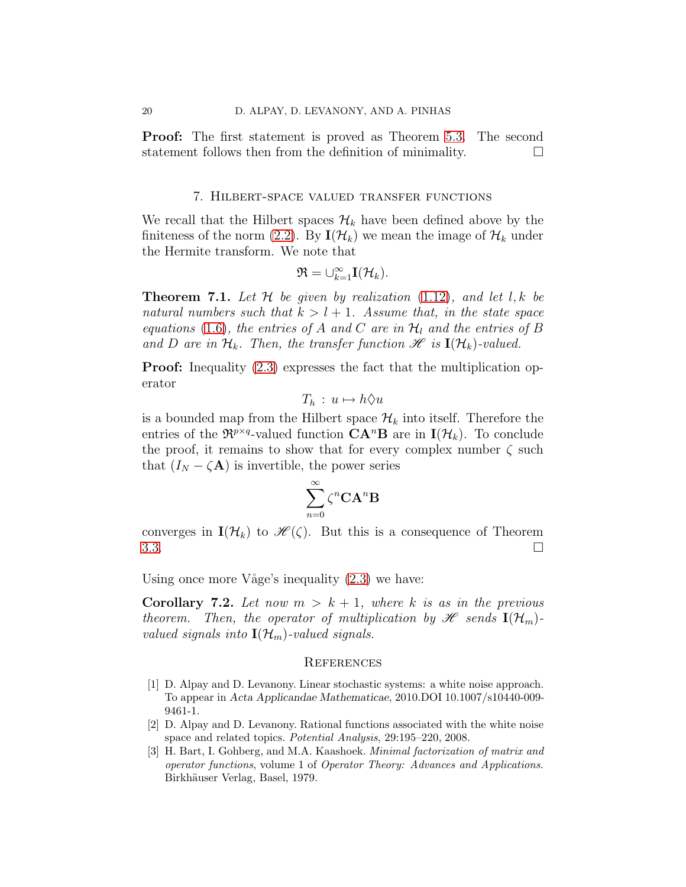**Proof:** The first statement is proved as Theorem 5.3. The second statement follows then from the definition of minimality. $\square$

## 7. Hilbert-space valued transfer functions

We recall that the Hilbert spaces $\mathcal{H}_k$ have been defined above by the finiteness of the norm (2.2). By $\mathbf{I}(\mathcal{H}_k)$ we mean the image of $\mathcal{H}_k$ under the Hermite transform. We note that

$$\mathfrak{R} = \cup_{k=1}^{\infty} \mathbf{I}(\mathcal{H}_k).$$

**Theorem 7.1.** *Let $\mathcal{H}$ be given by realization (1.12), and let $l, k$ be natural numbers such that $k > l + 1$. Assume that, in the state space equations (1.6), the entries of $A$ and $C$ are in $\mathcal{H}_l$ and the entries of $B$ and $D$ are in $\mathcal{H}_k$. Then, the transfer function $\mathscr{H}$ is $\mathbf{I}(\mathcal{H}_k)$-valued.*

**Proof:** Inequality (2.3) expresses the fact that the multiplication operator

$$T_h \,:\, u \mapsto h \lozenge u$$

is a bounded map from the Hilbert space $\mathcal{H}_k$ into itself. Therefore the entries of the $\mathfrak{R}^{p\times q}$-valued function $\mathbf{C}\mathbf{A}^n\mathbf{B}$ are in $\mathbf{I}(\mathcal{H}_k)$. To conclude the proof, it remains to show that for every complex number $\zeta$ such that $(I_N - \zeta\mathbf{A})$ is invertible, the power series

$$\sum_{n=0}^{\infty} \zeta^n \mathbf{C}\mathbf{A}^n\mathbf{B}$$

converges in $\mathbf{I}(\mathcal{H}_k)$ to $\mathscr{H}(\zeta)$. But this is a consequence of Theorem 3.3. $\square$

Using once more Våge's inequality (2.3) we have:

**Corollary 7.2.** *Let now $m > k + 1$, where $k$ is as in the previous theorem. Then, the operator of multiplication by $\mathscr{H}$ sends $\mathbf{I}(\mathcal{H}_m)$-valued signals into $\mathbf{I}(\mathcal{H}_m)$-valued signals.*

## References

[1] D. Alpay and D. Levanony. Linear stochastic systems: a white noise approach. To appear in *Acta Applicandae Mathematicae*, 2010.DOI 10.1007/s10440-009-9461-1.

[2] D. Alpay and D. Levanony. Rational functions associated with the white noise space and related topics. *Potential Analysis*, 29:195–220, 2008.

[3] H. Bart, I. Gohberg, and M.A. Kaashoek. *Minimal factorization of matrix and operator functions*, volume 1 of *Operator Theory: Advances and Applications*. Birkhäuser Verlag, Basel, 1979.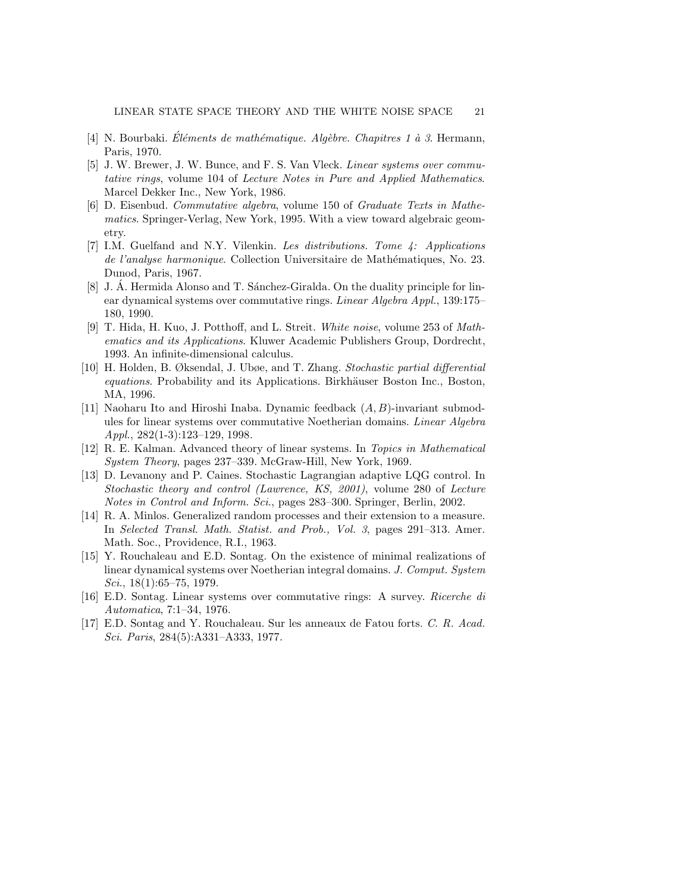[4] N. Bourbaki. *Éléments de mathématique. Algèbre. Chapitres 1 à 3*. Hermann, Paris, 1970.

[5] J. W. Brewer, J. W. Bunce, and F. S. Van Vleck. *Linear systems over commutative rings*, volume 104 of *Lecture Notes in Pure and Applied Mathematics*. Marcel Dekker Inc., New York, 1986.

[6] D. Eisenbud. *Commutative algebra*, volume 150 of *Graduate Texts in Mathematics*. Springer-Verlag, New York, 1995. With a view toward algebraic geometry.

[7] I.M. Guelfand and N.Y. Vilenkin. *Les distributions. Tome 4: Applications de l'analyse harmonique*. Collection Universitaire de Mathématiques, No. 23. Dunod, Paris, 1967.

[8] J. Á. Hermida Alonso and T. Sánchez-Giralda. On the duality principle for linear dynamical systems over commutative rings. *Linear Algebra Appl.*, 139:175–180, 1990.

[9] T. Hida, H. Kuo, J. Potthoff, and L. Streit. *White noise*, volume 253 of *Mathematics and its Applications*. Kluwer Academic Publishers Group, Dordrecht, 1993. An infinite-dimensional calculus.

[10] H. Holden, B. Øksendal, J. Ubøe, and T. Zhang. *Stochastic partial differential equations*. Probability and its Applications. Birkhäuser Boston Inc., Boston, MA, 1996.

[11] Naoharu Ito and Hiroshi Inaba. Dynamic feedback $(A, B)$-invariant submodules for linear systems over commutative Noetherian domains. *Linear Algebra Appl.*, 282(1-3):123–129, 1998.

[12] R. E. Kalman. Advanced theory of linear systems. In *Topics in Mathematical System Theory*, pages 237–339. McGraw-Hill, New York, 1969.

[13] D. Levanony and P. Caines. Stochastic Lagrangian adaptive LQG control. In *Stochastic theory and control (Lawrence, KS, 2001)*, volume 280 of *Lecture Notes in Control and Inform. Sci.*, pages 283–300. Springer, Berlin, 2002.

[14] R. A. Minlos. Generalized random processes and their extension to a measure. In *Selected Transl. Math. Statist. and Prob., Vol. 3*, pages 291–313. Amer. Math. Soc., Providence, R.I., 1963.

[15] Y. Rouchaleau and E.D. Sontag. On the existence of minimal realizations of linear dynamical systems over Noetherian integral domains. *J. Comput. System Sci.*, 18(1):65–75, 1979.

[16] E.D. Sontag. Linear systems over commutative rings: A survey. *Ricerche di Automatica*, 7:1–34, 1976.

[17] E.D. Sontag and Y. Rouchaleau. Sur les anneaux de Fatou forts. *C. R. Acad. Sci. Paris*, 284(5):A331–A333, 1977.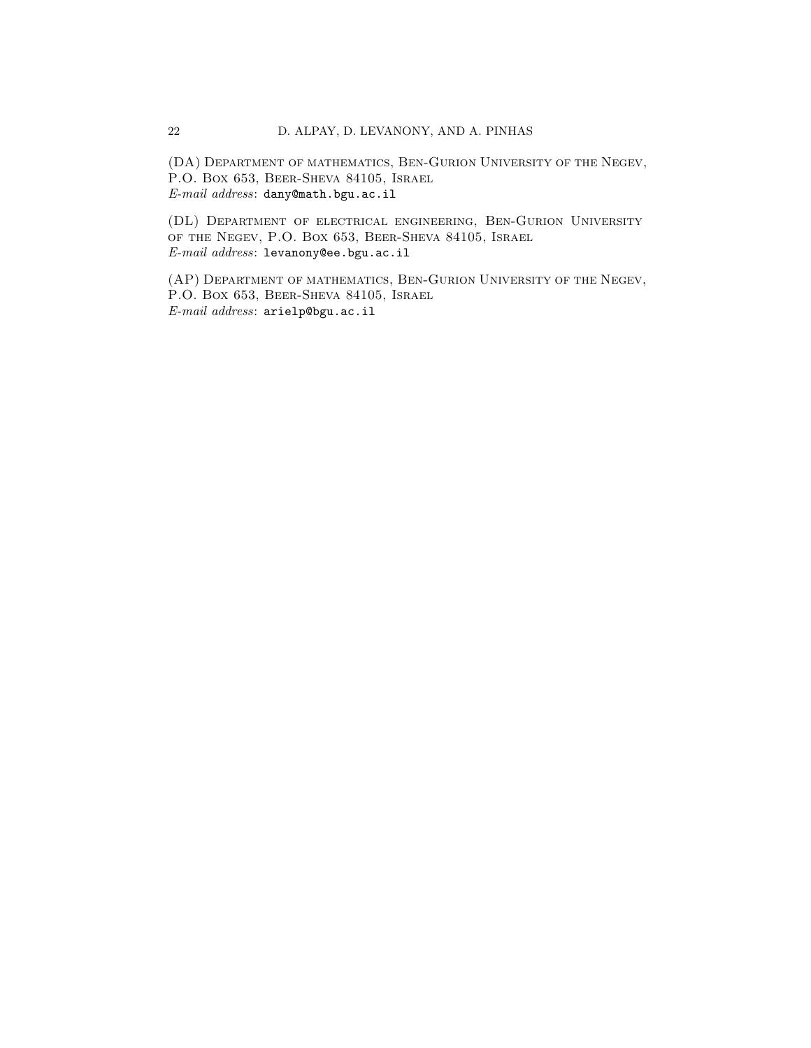(DA) Department of mathematics, Ben-Gurion University of the Negev, P.O. Box 653, Beer-Sheva 84105, Israel
*E-mail address*: dany@math.bgu.ac.il

(DL) Department of electrical engineering, Ben-Gurion University of the Negev, P.O. Box 653, Beer-Sheva 84105, Israel
*E-mail address*: levanony@ee.bgu.ac.il

(AP) Department of mathematics, Ben-Gurion University of the Negev, P.O. Box 653, Beer-Sheva 84105, Israel
*E-mail address*: arielp@bgu.ac.il